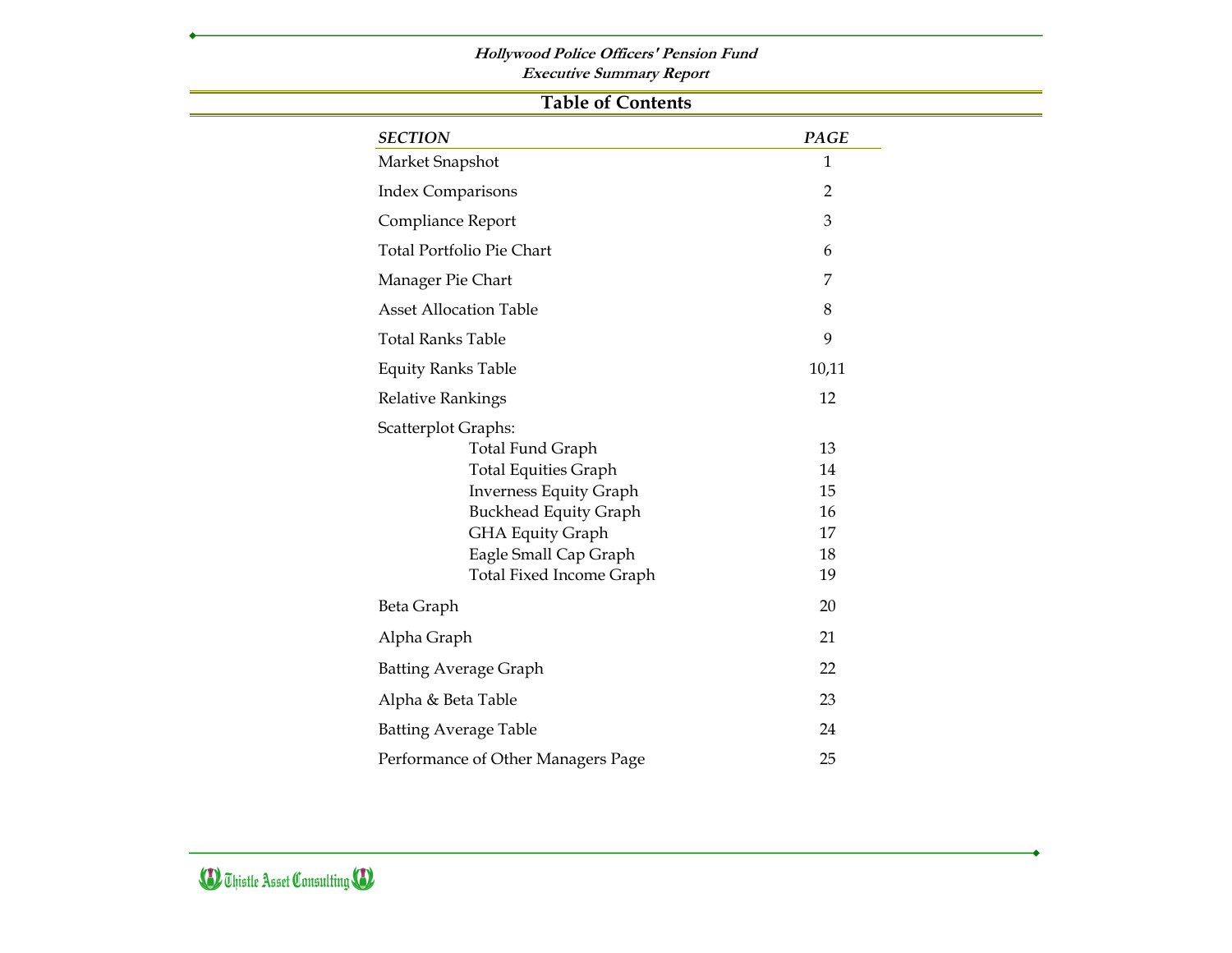***Hollywood Police Officers' Pension Fund***
***Executive Summary Report***

## Table of Contents

| *SECTION* | *PAGE* |
|---|---|
| Market Snapshot | 1 |
| Index Comparisons | 2 |
| Compliance Report | 3 |
| Total Portfolio Pie Chart | 6 |
| Manager Pie Chart | 7 |
| Asset Allocation Table | 8 |
| Total Ranks Table | 9 |
| Equity Ranks Table | 10,11 |
| Relative Rankings | 12 |
| Scatterplot Graphs: | |
| Total Fund Graph | 13 |
| Total Equities Graph | 14 |
| Inverness Equity Graph | 15 |
| Buckhead Equity Graph | 16 |
| GHA Equity Graph | 17 |
| Eagle Small Cap Graph | 18 |
| Total Fixed Income Graph | 19 |
| Beta Graph | 20 |
| Alpha Graph | 21 |
| Batting Average Graph | 22 |
| Alpha & Beta Table | 23 |
| Batting Average Table | 24 |
| Performance of Other Managers Page | 25 |

Thistle Asset Consulting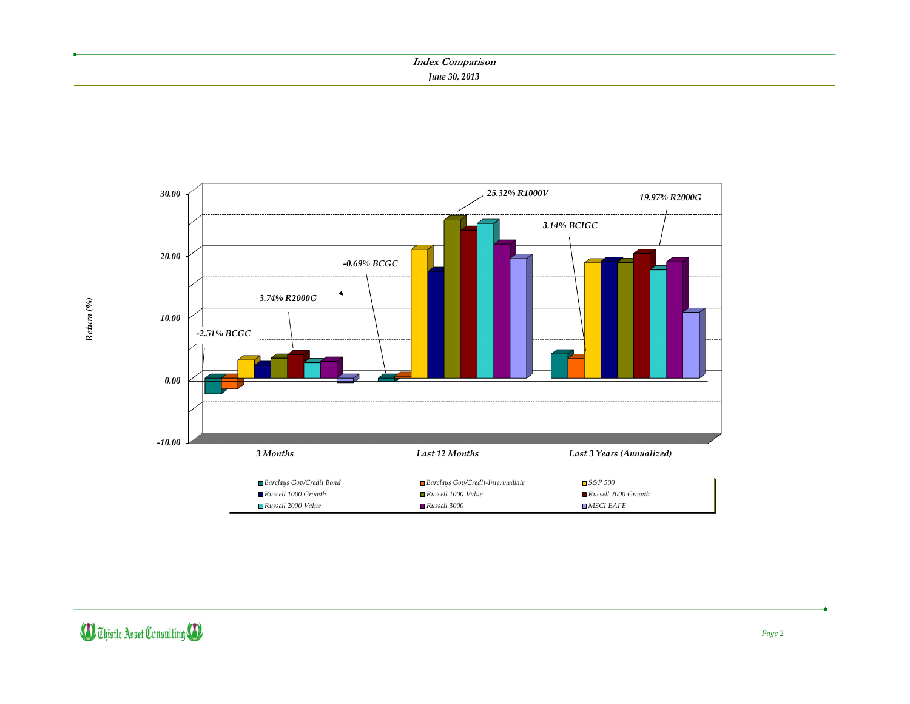## *Index Comparison*

*June 30, 2013*

*Return (%)*

30.00

20.00

10.00

0.00

-10.00

*25.32% R1000V*

*19.97% R2000G*

*3.14% BCIGC*

*-0.69% BCGC*

*3.74% R2000G*

*-2.51% BCGC*

*3 Months* | *Last 12 Months* | *Last 3 Years (Annualized)*

- *Barclays Gov/Credit Bond*
- *Barclays Gov/Credit-Intermediate*
- *S&P 500*
- *Russell 1000 Growth*
- *Russell 1000 Value*
- *Russell 2000 Growth*
- *Russell 2000 Value*
- *Russell 3000*
- *MSCI EAFE*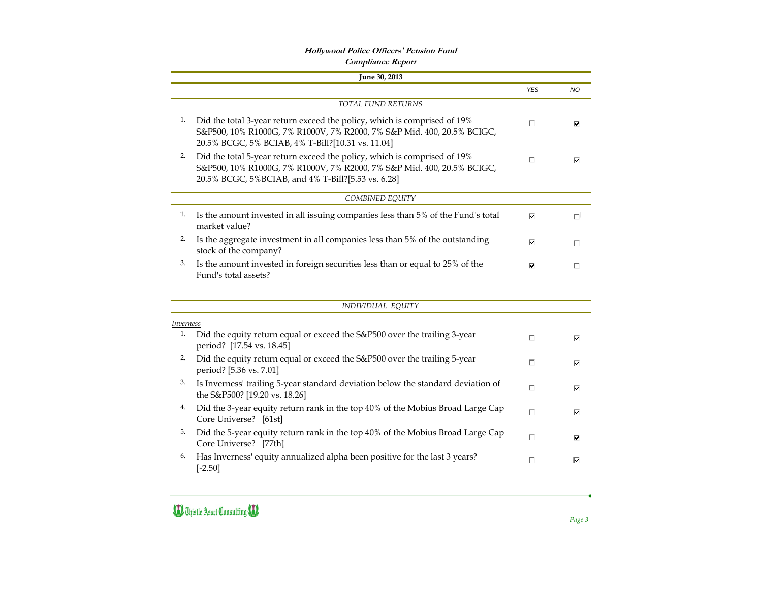## Hollywood Police Officers' Pension Fund

### Compliance Report

**June 30, 2013**

| | | YES | NO |
|---|---|---|---|
| | *TOTAL FUND RETURNS* | | |
| 1. | Did the total 3-year return exceed the policy, which is comprised of 19% S&P500, 10% R1000G, 7% R1000V, 7% R2000, 7% S&P Mid. 400, 20.5% BCIGC, 20.5% BCGC, 5% BCIAB, 4% T-Bill?[10.31 vs. 11.04] | ☐ | ☑ |
| 2. | Did the total 5-year return exceed the policy, which is comprised of 19% S&P500, 10% R1000G, 7% R1000V, 7% R2000, 7% S&P Mid. 400, 20.5% BCIGC, 20.5% BCGC, 5%BCIAB, and 4% T-Bill?[5.53 vs. 6.28] | ☐ | ☑ |
| | *COMBINED EQUITY* | | |
| 1. | Is the amount invested in all issuing companies less than 5% of the Fund's total market value? | ☑ | ☐ |
| 2. | Is the aggregate investment in all companies less than 5% of the outstanding stock of the company? | ☑ | ☐ |
| 3. | Is the amount invested in foreign securities less than or equal to 25% of the Fund's total assets? | ☑ | ☐ |
| | *INDIVIDUAL EQUITY* | | |
| | *Inverness* | | |
| 1. | Did the equity return equal or exceed the S&P500 over the trailing 3-year period? [17.54 vs. 18.45] | ☐ | ☑ |
| 2. | Did the equity return equal or exceed the S&P500 over the trailing 5-year period? [5.36 vs. 7.01] | ☐ | ☑ |
| 3. | Is Inverness' trailing 5-year standard deviation below the standard deviation of the S&P500? [19.20 vs. 18.26] | ☐ | ☑ |
| 4. | Did the 3-year equity return rank in the top 40% of the Mobius Broad Large Cap Core Universe? [61st] | ☐ | ☑ |
| 5. | Did the 5-year equity return rank in the top 40% of the Mobius Broad Large Cap Core Universe? [77th] | ☐ | ☑ |
| 6. | Has Inverness' equity annualized alpha been positive for the last 3 years? [-2.50] | ☐ | ☑ |

Thistle Asset Consulting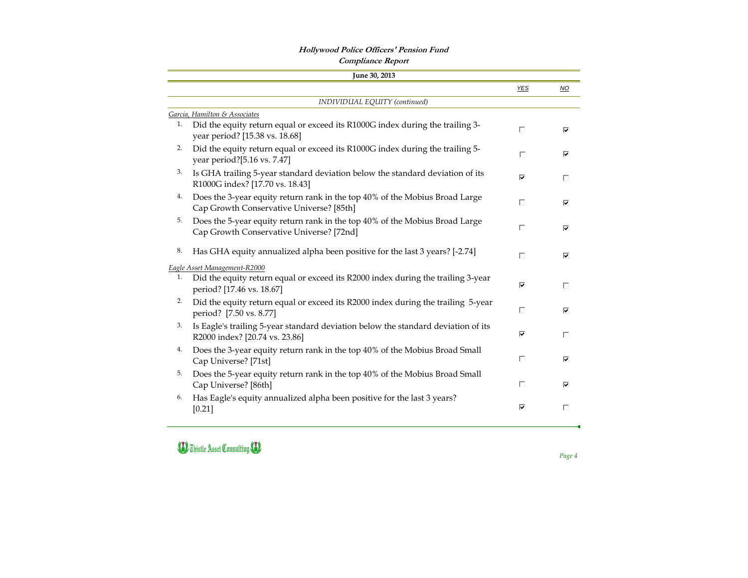**Hollywood Police Officers' Pension Fund**

**Compliance Report**

**June 30, 2013**

*INDIVIDUAL EQUITY (continued)*

| | | YES | NO |
|---|---|---|---|
| *Garcia, Hamilton & Associates* | | | |
| 1. | Did the equity return equal or exceed its R1000G index during the trailing 3-year period? [15.38 vs. 18.68] | ☐ | ☑ |
| 2. | Did the equity return equal or exceed its R1000G index during the trailing 5-year period?[5.16 vs. 7.47] | ☐ | ☑ |
| 3. | Is GHA trailing 5-year standard deviation below the standard deviation of its R1000G index? [17.70 vs. 18.43] | ☑ | ☐ |
| 4. | Does the 3-year equity return rank in the top 40% of the Mobius Broad Large Cap Growth Conservative Universe? [85th] | ☐ | ☑ |
| 5. | Does the 5-year equity return rank in the top 40% of the Mobius Broad Large Cap Growth Conservative Universe? [72nd] | ☐ | ☑ |
| 8. | Has GHA equity annualized alpha been positive for the last 3 years? [-2.74] | ☐ | ☑ |
| *Eagle Asset Management-R2000* | | | |
| 1. | Did the equity return equal or exceed its R2000 index during the trailing 3-year period? [17.46 vs. 18.67] | ☑ | ☐ |
| 2. | Did the equity return equal or exceed its R2000 index during the trailing 5-year period? [7.50 vs. 8.77] | ☐ | ☑ |
| 3. | Is Eagle's trailing 5-year standard deviation below the standard deviation of its R2000 index? [20.74 vs. 23.86] | ☑ | ☐ |
| 4. | Does the 3-year equity return rank in the top 40% of the Mobius Broad Small Cap Universe? [71st] | ☐ | ☑ |
| 5. | Does the 5-year equity return rank in the top 40% of the Mobius Broad Small Cap Universe? [86th] | ☐ | ☑ |
| 6. | Has Eagle's equity annualized alpha been positive for the last 3 years? [0.21] | ☑ | ☐ |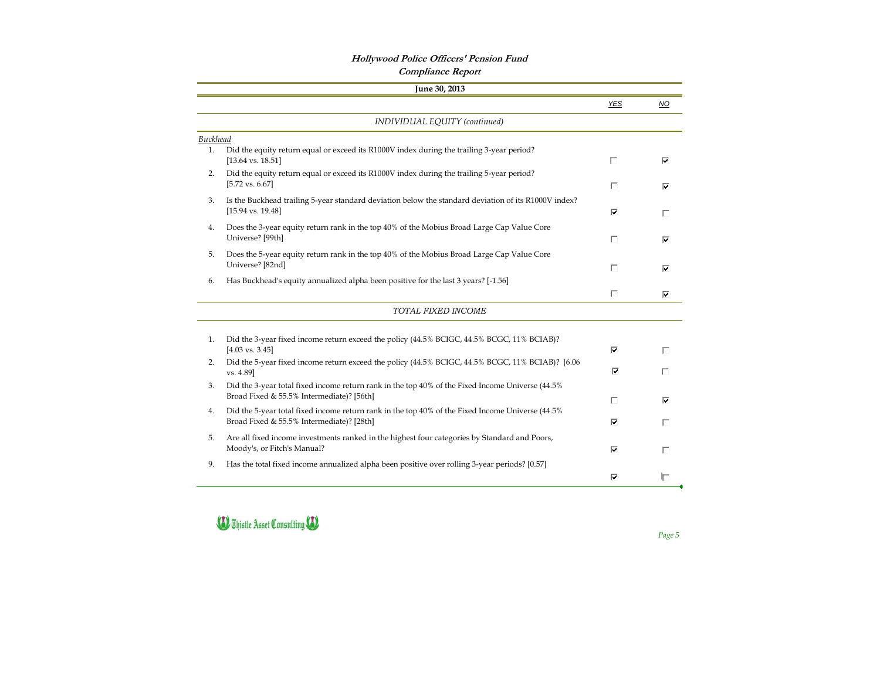# Hollywood Police Officers' Pension Fund

## Compliance Report

**June 30, 2013**

| | | YES | NO |
|---|---|---|---|
| | *INDIVIDUAL EQUITY (continued)* | | |
| *Buckhead* | | | |
| 1. | Did the equity return equal or exceed its R1000V index during the trailing 3-year period? [13.64 vs. 18.51] | ☐ | ☑ |
| 2. | Did the equity return equal or exceed its R1000V index during the trailing 5-year period? [5.72 vs. 6.67] | ☐ | ☑ |
| 3. | Is the Buckhead trailing 5-year standard deviation below the standard deviation of its R1000V index? [15.94 vs. 19.48] | ☑ | ☐ |
| 4. | Does the 3-year equity return rank in the top 40% of the Mobius Broad Large Cap Value Core Universe? [99th] | ☐ | ☑ |
| 5. | Does the 5-year equity return rank in the top 40% of the Mobius Broad Large Cap Value Core Universe? [82nd] | ☐ | ☑ |
| 6. | Has Buckhead's equity annualized alpha been positive for the last 3 years? [-1.56] | ☐ | ☑ |
| | *TOTAL FIXED INCOME* | | |
| 1. | Did the 3-year fixed income return exceed the policy (44.5% BCIGC, 44.5% BCGC, 11% BCIAB)? [4.03 vs. 3.45] | ☑ | ☐ |
| 2. | Did the 5-year fixed income return exceed the policy (44.5% BCIGC, 44.5% BCGC, 11% BCIAB)? [6.06 vs. 4.89] | ☑ | ☐ |
| 3. | Did the 3-year total fixed income return rank in the top 40% of the Fixed Income Universe (44.5% Broad Fixed & 55.5% Intermediate)? [56th] | ☐ | ☑ |
| 4. | Did the 5-year total fixed income return rank in the top 40% of the Fixed Income Universe (44.5% Broad Fixed & 55.5% Intermediate)? [28th] | ☑ | ☐ |
| 5. | Are all fixed income investments ranked in the highest four categories by Standard and Poors, Moody's, or Fitch's Manual? | ☑ | ☐ |
| 9. | Has the total fixed income annualized alpha been positive over rolling 3-year periods? [0.57] | ☑ | ☐ |

Thistle Asset Consulting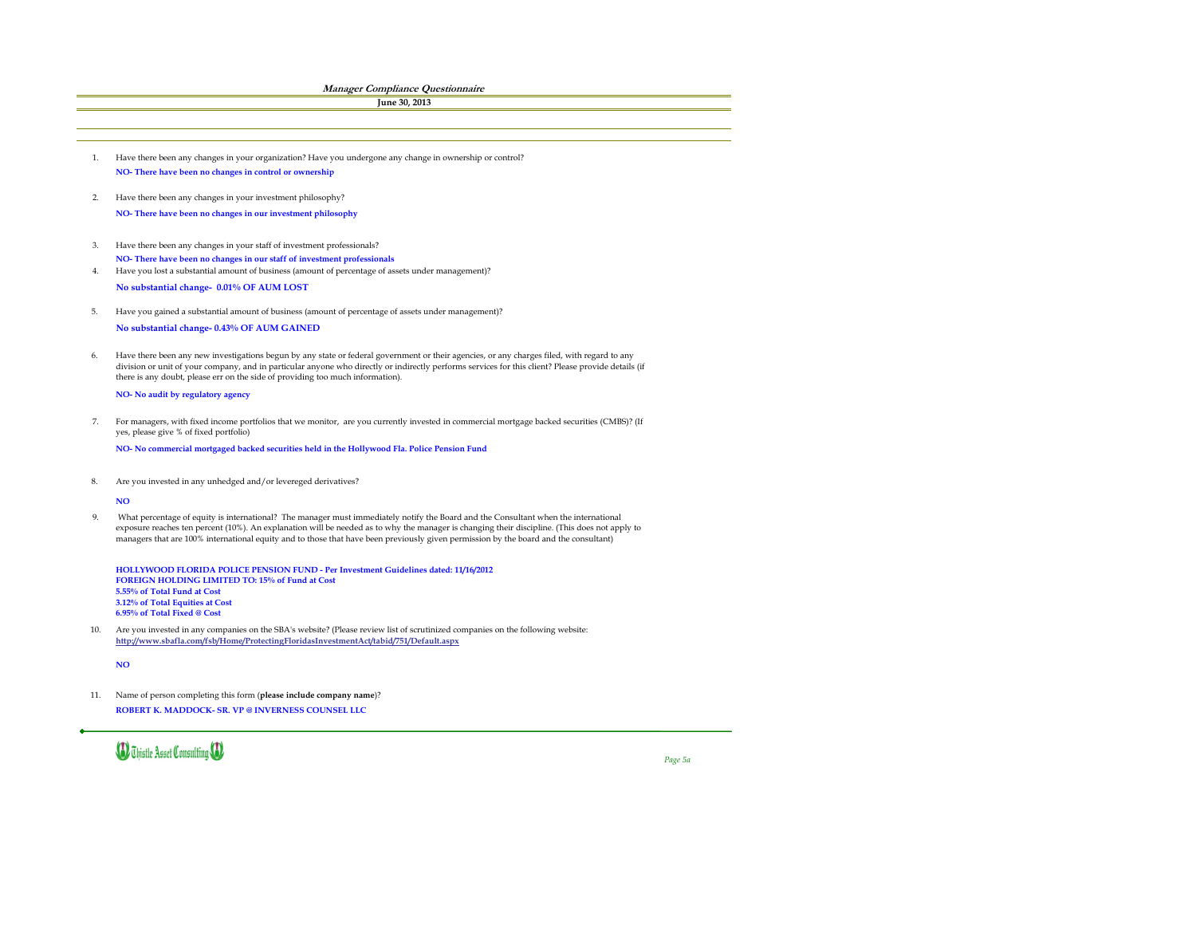# Manager Compliance Questionnaire

**June 30, 2013**

1. Have there been any changes in your organization? Have you undergone any change in ownership or control?

   **NO- There have been no changes in control or ownership**

2. Have there been any changes in your investment philosophy?

   **NO- There have been no changes in our investment philosophy**

3. Have there been any changes in your staff of investment professionals?

   **NO- There have been no changes in our staff of investment professionals**

4. Have you lost a substantial amount of business (amount of percentage of assets under management)?

   **No substantial change- 0.01% OF AUM LOST**

5. Have you gained a substantial amount of business (amount of percentage of assets under management)?

   **No substantial change- 0.43% OF AUM GAINED**

6. Have there been any new investigations begun by any state or federal government or their agencies, or any charges filed, with regard to any division or unit of your company, and in particular anyone who directly or indirectly performs services for this client? Please provide details (if there is any doubt, please err on the side of providing too much information).

   **NO- No audit by regulatory agency**

7. For managers, with fixed income portfolios that we monitor, are you currently invested in commercial mortgage backed securities (CMBS)? (If yes, please give % of fixed portfolio)

   **NO- No commercial mortgaged backed securities held in the Hollywood Fla. Police Pension Fund**

8. Are you invested in any unhedged and/or levereged derivatives?

   **NO**

9. What percentage of equity is international? The manager must immediately notify the Board and the Consultant when the international exposure reaches ten percent (10%). An explanation will be needed as to why the manager is changing their discipline. (This does not apply to managers that are 100% international equity and to those that have been previously given permission by the board and the consultant)

   **HOLLYWOOD FLORIDA POLICE PENSION FUND - Per Investment Guidelines dated: 11/16/2012**
   **FOREIGN HOLDING LIMITED TO: 15% of Fund at Cost**
   **5.55% of Total Fund at Cost**
   **3.12% of Total Equities at Cost**
   **6.95% of Total Fixed @ Cost**

10. Are you invested in any companies on the SBA's website? (Please review list of scrutinized companies on the following website: **http://www.sbafla.com/fsb/Home/ProtectingFloridasInvestmentAct/tabid/751/Default.aspx**

    **NO**

11. Name of person completing this form (**please include company name**)?

    **ROBERT K. MADDOCK- SR. VP @ INVERNESS COUNSEL LLC**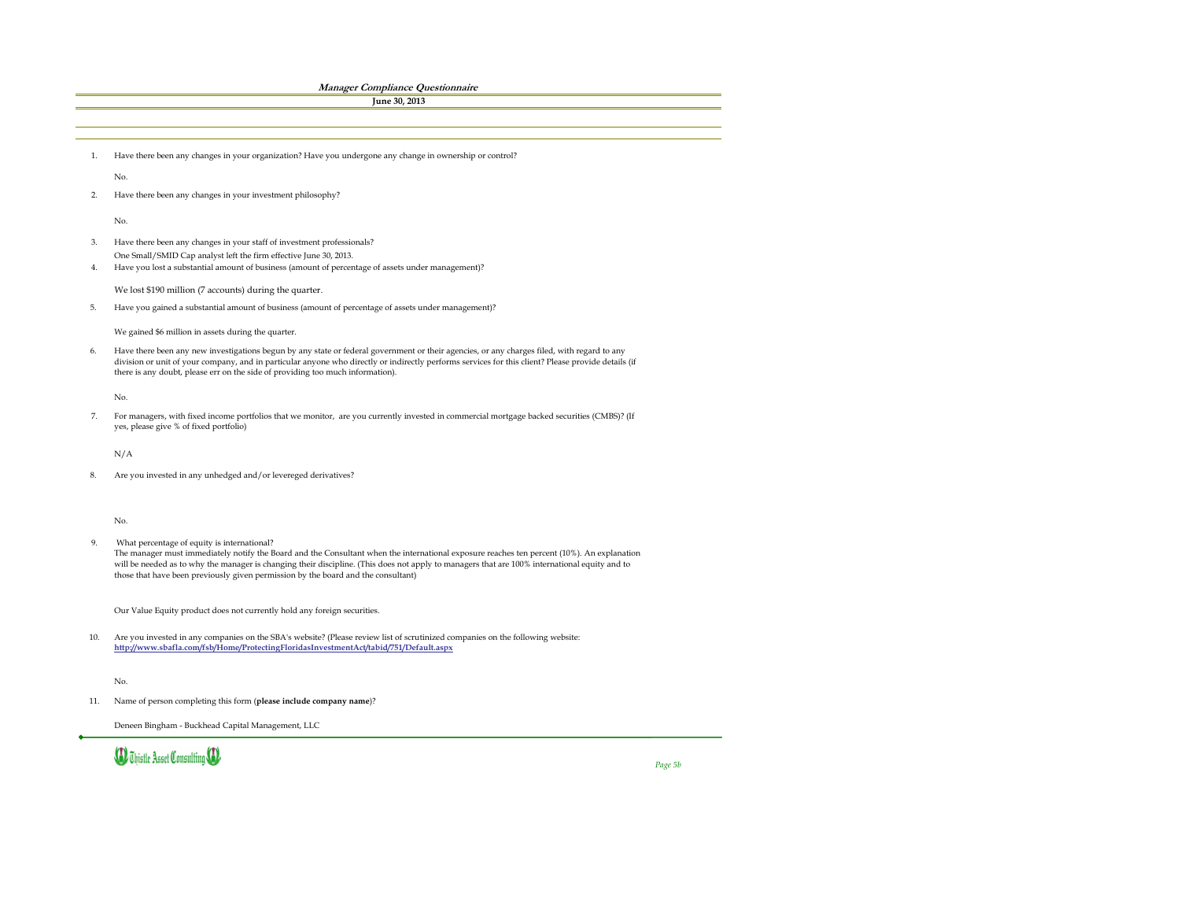# *Manager Compliance Questionnaire*

**June 30, 2013**

1. Have there been any changes in your organization? Have you undergone any change in ownership or control?

   No.

2. Have there been any changes in your investment philosophy?

   No.

3. Have there been any changes in your staff of investment professionals?

   One Small/SMID Cap analyst left the firm effective June 30, 2013.

4. Have you lost a substantial amount of business (amount of percentage of assets under management)?

   We lost $190 million (7 accounts) during the quarter.

5. Have you gained a substantial amount of business (amount of percentage of assets under management)?

   We gained $6 million in assets during the quarter.

6. Have there been any new investigations begun by any state or federal government or their agencies, or any charges filed, with regard to any division or unit of your company, and in particular anyone who directly or indirectly performs services for this client? Please provide details (if there is any doubt, please err on the side of providing too much information).

   No.

7. For managers, with fixed income portfolios that we monitor, are you currently invested in commercial mortgage backed securities (CMBS)? (If yes, please give % of fixed portfolio)

   N/A

8. Are you invested in any unhedged and/or levereged derivatives?

   No.

9. What percentage of equity is international?
   The manager must immediately notify the Board and the Consultant when the international exposure reaches ten percent (10%). An explanation will be needed as to why the manager is changing their discipline. (This does not apply to managers that are 100% international equity and to those that have been previously given permission by the board and the consultant)

   Our Value Equity product does not currently hold any foreign securities.

10. Are you invested in any companies on the SBA's website? (Please review list of scrutinized companies on the following website: **http://www.sbafla.com/fsb/Home/ProtectingFloridasInvestmentAct/tabid/751/Default.aspx**

    No.

11. Name of person completing this form (**please include company name**)?

    Deneen Bingham - Buckhead Capital Management, LLC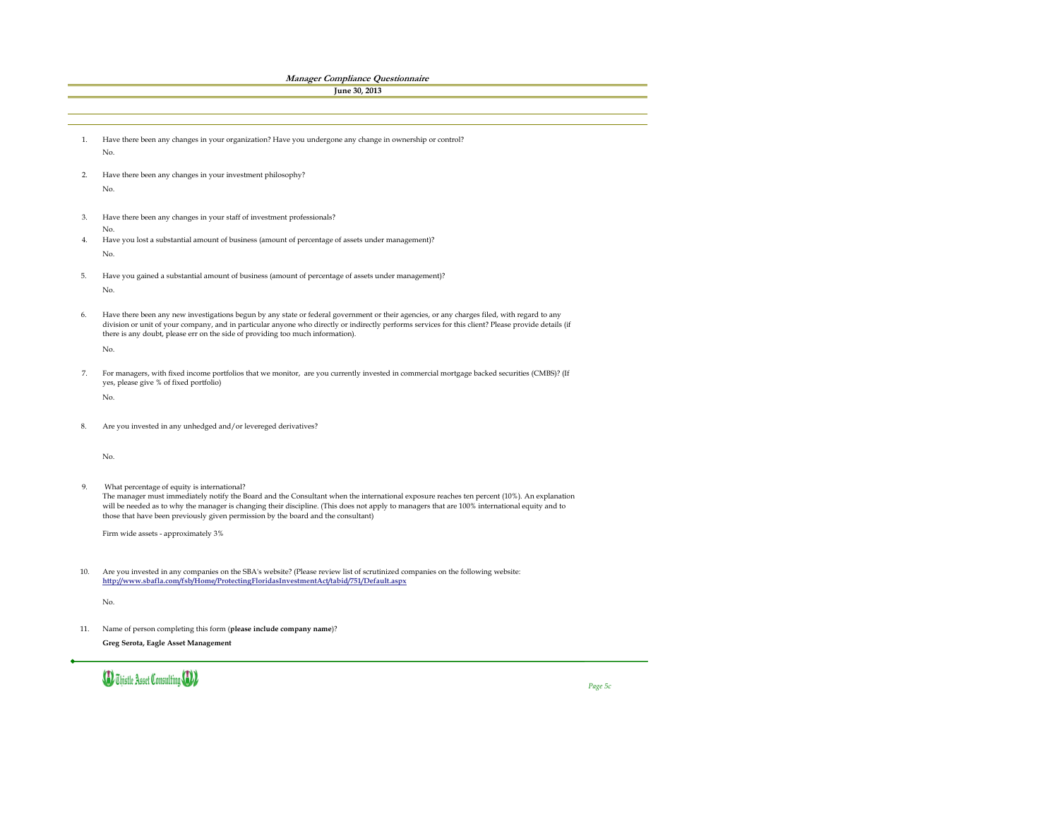***Manager Compliance Questionnaire***

**June 30, 2013**

1. Have there been any changes in your organization? Have you undergone any change in ownership or control?

   No.

2. Have there been any changes in your investment philosophy?

   No.

3. Have there been any changes in your staff of investment professionals?

   No.

4. Have you lost a substantial amount of business (amount of percentage of assets under management)?

   No.

5. Have you gained a substantial amount of business (amount of percentage of assets under management)?

   No.

6. Have there been any new investigations begun by any state or federal government or their agencies, or any charges filed, with regard to any division or unit of your company, and in particular anyone who directly or indirectly performs services for this client? Please provide details (if there is any doubt, please err on the side of providing too much information).

   No.

7. For managers, with fixed income portfolios that we monitor, are you currently invested in commercial mortgage backed securities (CMBS)? (If yes, please give % of fixed portfolio)

   No.

8. Are you invested in any unhedged and/or levereged derivatives?

   No.

9. What percentage of equity is international?
   The manager must immediately notify the Board and the Consultant when the international exposure reaches ten percent (10%). An explanation will be needed as to why the manager is changing their discipline. (This does not apply to managers that are 100% international equity and to those that have been previously given permission by the board and the consultant)

   Firm wide assets - approximately 3%

10. Are you invested in any companies on the SBA's website? (Please review list of scrutinized companies on the following website: **http://www.sbafla.com/fsb/Home/ProtectingFloridasInvestmentAct/tabid/751/Default.aspx**

    No.

11. Name of person completing this form (**please include company name**)?

    **Greg Serota, Eagle Asset Management**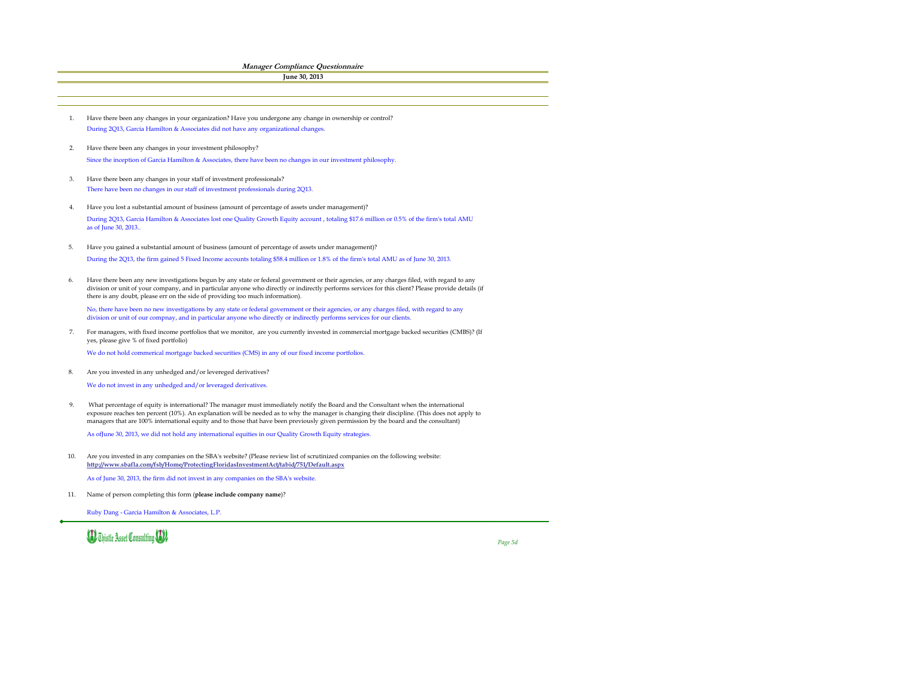## *Manager Compliance Questionnaire*

**June 30, 2013**

1. Have there been any changes in your organization? Have you undergone any change in ownership or control?

   During 2Q13, Garcia Hamilton & Associates did not have any organizational changes.

2. Have there been any changes in your investment philosophy?

   Since the inception of Garcia Hamilton & Associates, there have been no changes in our investment philosophy.

3. Have there been any changes in your staff of investment professionals?

   There have been no changes in our staff of investment professionals during 2Q13.

4. Have you lost a substantial amount of business (amount of percentage of assets under management)?

   During 2Q13, Garcia Hamilton & Associates lost one Quality Growth Equity account , totaling $17.6 million or 0.5% of the firm's total AMU as of June 30, 2013..

5. Have you gained a substantial amount of business (amount of percentage of assets under management)?

   During the 2Q13, the firm gained 5 Fixed Income accounts totaling $58.4 million or 1.8% of the firm's total AMU as of June 30, 2013.

6. Have there been any new investigations begun by any state or federal government or their agencies, or any charges filed, with regard to any division or unit of your company, and in particular anyone who directly or indirectly performs services for this client? Please provide details (if there is any doubt, please err on the side of providing too much information).

   No, there have been no new investigations by any state or federal government or their agencies, or any charges filed, with regard to any division or unit of our compnay, and in particular anyone who directly or indirectly performs services for our clients.

7. For managers, with fixed income portfolios that we monitor, are you currently invested in commercial mortgage backed securities (CMBS)? (If yes, please give % of fixed portfolio)

   We do not hold commerical mortgage backed securities (CMS) in any of our fixed income portfolios.

8. Are you invested in any unhedged and/or levereged derivatives?

   We do not invest in any unhedged and/or leveraged derivatives.

9. What percentage of equity is international? The manager must immediately notify the Board and the Consultant when the international exposure reaches ten percent (10%). An explanation will be needed as to why the manager is changing their discipline. (This does not apply to managers that are 100% international equity and to those that have been previously given permission by the board and the consultant)

   As ofJune 30, 2013, we did not hold any international equities in our Quality Growth Equity strategies.

10. Are you invested in any companies on the SBA's website? (Please review list of scrutinized companies on the following website: **http://www.sbafla.com/fsb/Home/ProtectingFloridasInvestmentAct/tabid/751/Default.aspx**

    As of June 30, 2013, the firm did not invest in any companies on the SBA's website.

11. Name of person completing this form (**please include company name**)?

    Ruby Dang - Garcia Hamilton & Associates, L.P.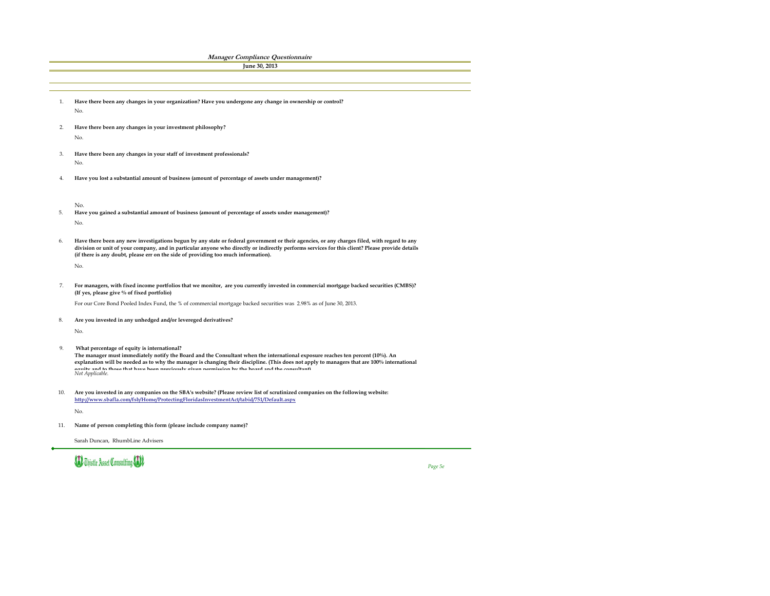## *Manager Compliance Questionnaire*

**June 30, 2013**

1. **Have there been any changes in your organization? Have you undergone any change in ownership or control?**

   No.

2. **Have there been any changes in your investment philosophy?**

   No.

3. **Have there been any changes in your staff of investment professionals?**

   No.

4. **Have you lost a substantial amount of business (amount of percentage of assets under management)?**

   No.

5. **Have you gained a substantial amount of business (amount of percentage of assets under management)?**

   No.

6. **Have there been any new investigations begun by any state or federal government or their agencies, or any charges filed, with regard to any division or unit of your company, and in particular anyone who directly or indirectly performs services for this client? Please provide details (if there is any doubt, please err on the side of providing too much information).**

   No.

7. **For managers, with fixed income portfolios that we monitor, are you currently invested in commercial mortgage backed securities (CMBS)? (If yes, please give % of fixed portfolio)**

   For our Core Bond Pooled Index Fund, the % of commercial mortgage backed securities was 2.98% as of June 30, 2013.

8. **Are you invested in any unhedged and/or levereged derivatives?**

   No.

9. **What percentage of equity is international?**
   **The manager must immediately notify the Board and the Consultant when the international exposure reaches ten percent (10%). An explanation will be needed as to why the manager is changing their discipline. (This does not apply to managers that are 100% international equity and to those that have been previously given permission by the board and the consultant)**

   *Not Applicable.*

10. **Are you invested in any companies on the SBA's website? (Please review list of scrutinized companies on the following website: http://www.sbafla.com/fsb/Home/ProtectingFloridasInvestmentAct/tabid/751/Default.aspx**

    No.

11. **Name of person completing this form (please include company name)?**

    Sarah Duncan, RhumbLine Advisers

Thistle Asset Consulting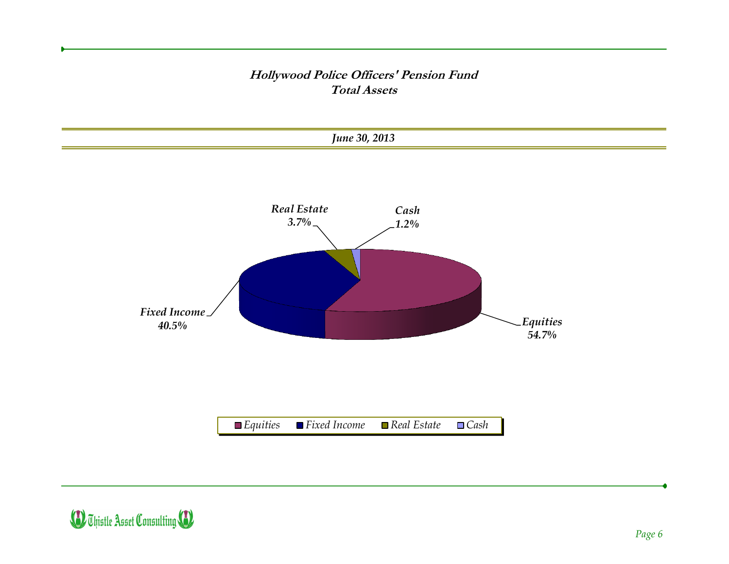## *Hollywood Police Officers' Pension Fund*
## *Total Assets*

***June 30, 2013***

| Asset Class | Allocation |
|---|---|
| Equities | 54.7% |
| Fixed Income | 40.5% |
| Real Estate | 3.7% |
| Cash | 1.2% |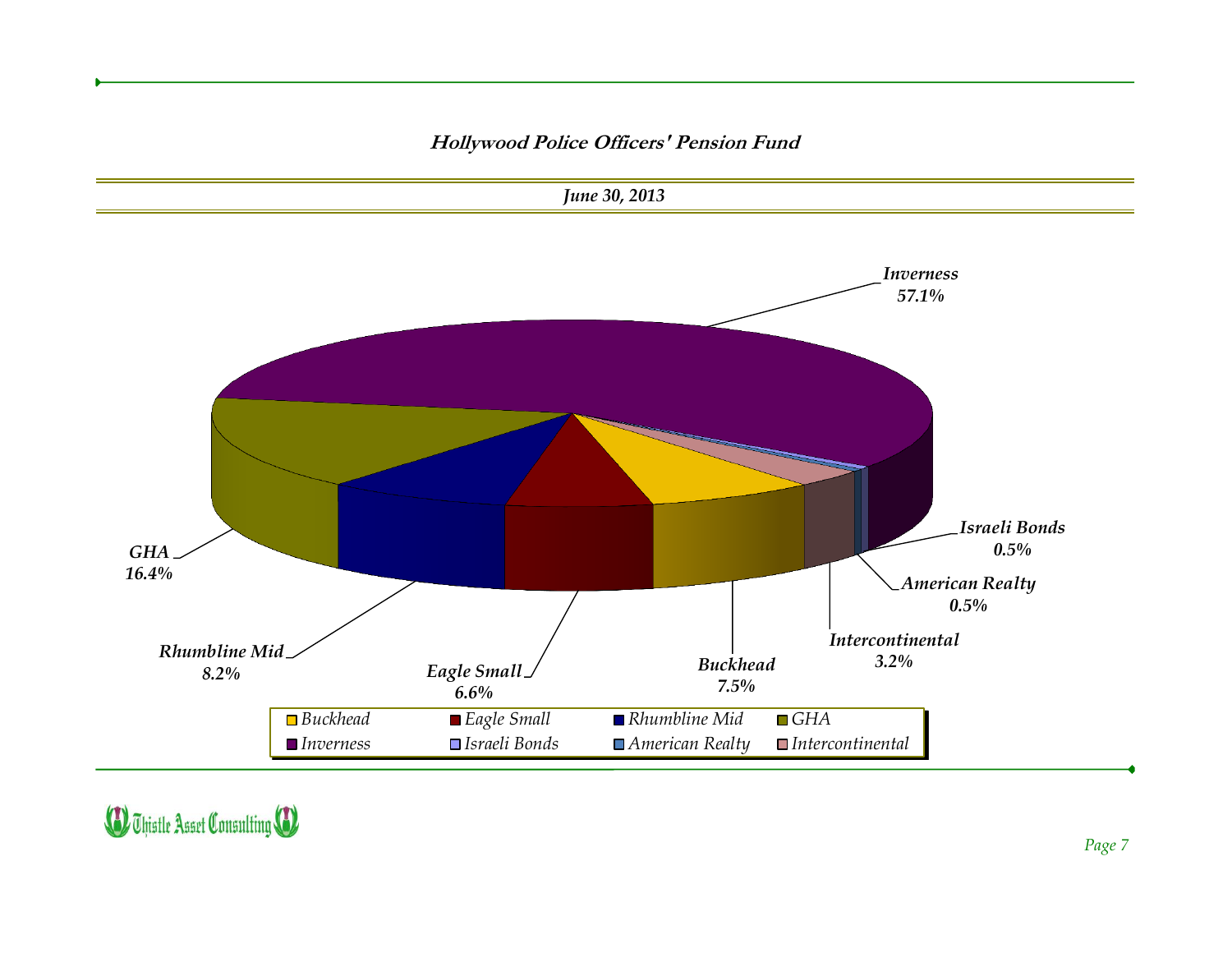## Hollywood Police Officers' Pension Fund

### June 30, 2013

| Manager | Allocation |
|---|---|
| Inverness | 57.1% |
| GHA | 16.4% |
| Rhumbline Mid | 8.2% |
| Buckhead | 7.5% |
| Eagle Small | 6.6% |
| Intercontinental | 3.2% |
| Israeli Bonds | 0.5% |
| American Realty | 0.5% |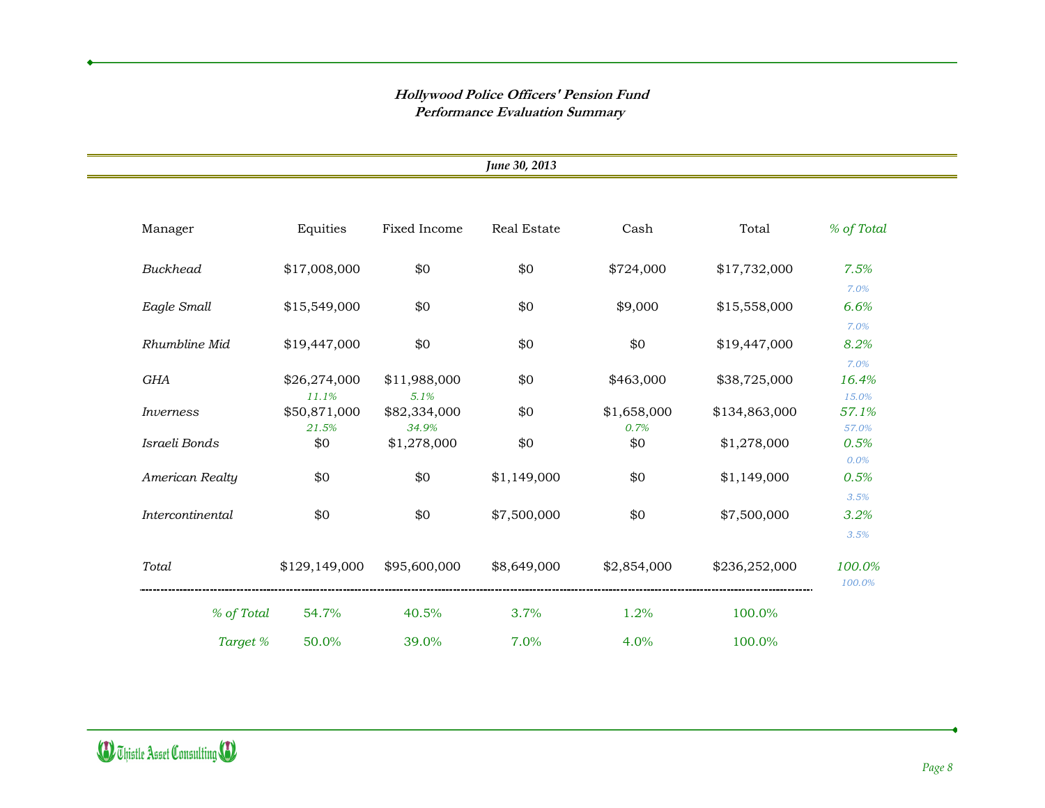## Hollywood Police Officers' Pension Fund
## Performance Evaluation Summary

*June 30, 2013*

| Manager | Equities | Fixed Income | Real Estate | Cash | Total | % of Total |
|---|---|---|---|---|---|---|
| *Buckhead* | $17,008,000 | $0 | $0 | $724,000 | $17,732,000 | *7.5%* |
| | | | | | | *7.0%* |
| *Eagle Small* | $15,549,000 | $0 | $0 | $9,000 | $15,558,000 | *6.6%* |
| | | | | | | *7.0%* |
| *Rhumbline Mid* | $19,447,000 | $0 | $0 | $0 | $19,447,000 | *8.2%* |
| | | | | | | *7.0%* |
| *GHA* | $26,274,000 | $11,988,000 | $0 | $463,000 | $38,725,000 | *16.4%* |
| | *11.1%* | *5.1%* | | | | *15.0%* |
| *Inverness* | $50,871,000 | $82,334,000 | $0 | $1,658,000 | $134,863,000 | *57.1%* |
| | *21.5%* | *34.9%* | | *0.7%* | | *57.0%* |
| *Israeli Bonds* | $0 | $1,278,000 | $0 | $0 | $1,278,000 | *0.5%* |
| | | | | | | *0.0%* |
| *American Realty* | $0 | $0 | $1,149,000 | $0 | $1,149,000 | *0.5%* |
| | | | | | | *3.5%* |
| *Intercontinental* | $0 | $0 | $7,500,000 | $0 | $7,500,000 | *3.2%* |
| | | | | | | *3.5%* |
| *Total* | $129,149,000 | $95,600,000 | $8,649,000 | $2,854,000 | $236,252,000 | *100.0%* |
| | | | | | | *100.0%* |
| *% of Total* | 54.7% | 40.5% | 3.7% | 1.2% | 100.0% | |
| *Target %* | 50.0% | 39.0% | 7.0% | 4.0% | 100.0% | |

Thistle Asset Consulting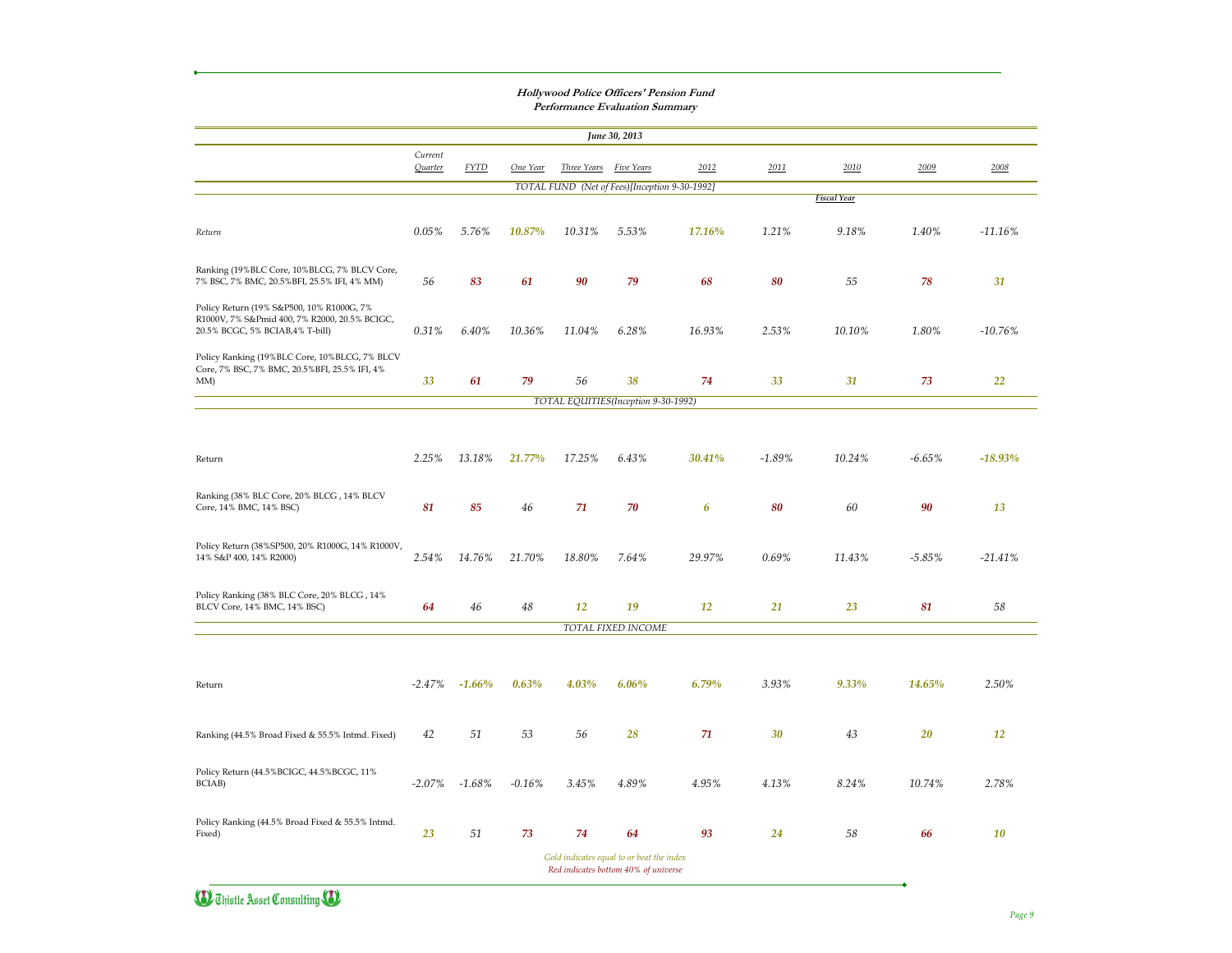**Hollywood Police Officers' Pension Fund**
**Performance Evaluation Summary**

| June 30, 2013 | Current Quarter | FYTD | One Year | Three Years | Five Years | 2012 | 2011 | 2010 | 2009 | 2008 |
|---|---|---|---|---|---|---|---|---|---|---|
| **TOTAL FUND (Net of Fees)[Inception 9-30-1992]** | | | | | | | | Fiscal Year | | |
| Return | 0.05% | 5.76% | 10.87% | 10.31% | 5.53% | 17.16% | 1.21% | 9.18% | 1.40% | -11.16% |
| Ranking (19%BLC Core, 10%BLCG, 7% BLCV Core, 7% BSC, 7% BMC, 20.5%BFI, 25.5% IFI, 4% MM) | 56 | 83 | 61 | 90 | 79 | 68 | 80 | 55 | 78 | 31 |
| Policy Return (19% S&P500, 10% R1000G, 7% R1000V, 7% S&Pmid 400, 7% R2000, 20.5% BCIGC, 20.5% BCGC, 5% BCIAB,4% T-bill) | 0.31% | 6.40% | 10.36% | 11.04% | 6.28% | 16.93% | 2.53% | 10.10% | 1.80% | -10.76% |
| Policy Ranking (19%BLC Core, 10%BLCG, 7% BLCV Core, 7% BSC, 7% BMC, 20.5%BFI, 25.5% IFI, 4% MM) | 33 | 61 | 79 | 56 | 38 | 74 | 33 | 31 | 73 | 22 |
| **TOTAL EQUITIES(Inception 9-30-1992)** | | | | | | | | | | |
| Return | 2.25% | 13.18% | 21.77% | 17.25% | 6.43% | 30.41% | -1.89% | 10.24% | -6.65% | -18.93% |
| Ranking (38% BLC Core, 20% BLCG , 14% BLCV Core, 14% BMC, 14% BSC) | 81 | 85 | 46 | 71 | 70 | 6 | 80 | 60 | 90 | 13 |
| Policy Return (38%SP500, 20% R1000G, 14% R1000V, 14% S&P 400, 14% R2000) | 2.54% | 14.76% | 21.70% | 18.80% | 7.64% | 29.97% | 0.69% | 11.43% | -5.85% | -21.41% |
| Policy Ranking (38% BLC Core, 20% BLCG , 14% BLCV Core, 14% BMC, 14% BSC) | 64 | 46 | 48 | 12 | 19 | 12 | 21 | 23 | 81 | 58 |
| **TOTAL FIXED INCOME** | | | | | | | | | | |
| Return | -2.47% | -1.66% | 0.63% | 4.03% | 6.06% | 6.79% | 3.93% | 9.33% | 14.65% | 2.50% |
| Ranking (44.5% Broad Fixed & 55.5% Intmd. Fixed) | 42 | 51 | 53 | 56 | 28 | 71 | 30 | 43 | 20 | 12 |
| Policy Return (44.5%BCIGC, 44.5%BCGC, 11% BCIAB) | -2.07% | -1.68% | -0.16% | 3.45% | 4.89% | 4.95% | 4.13% | 8.24% | 10.74% | 2.78% |
| Policy Ranking (44.5% Broad Fixed & 55.5% Intmd. Fixed) | 23 | 51 | 73 | 74 | 64 | 93 | 24 | 58 | 66 | 10 |

*Gold indicates equal to or beat the index*
*Red indicates bottom 40% of universe*

Thistle Asset Consulting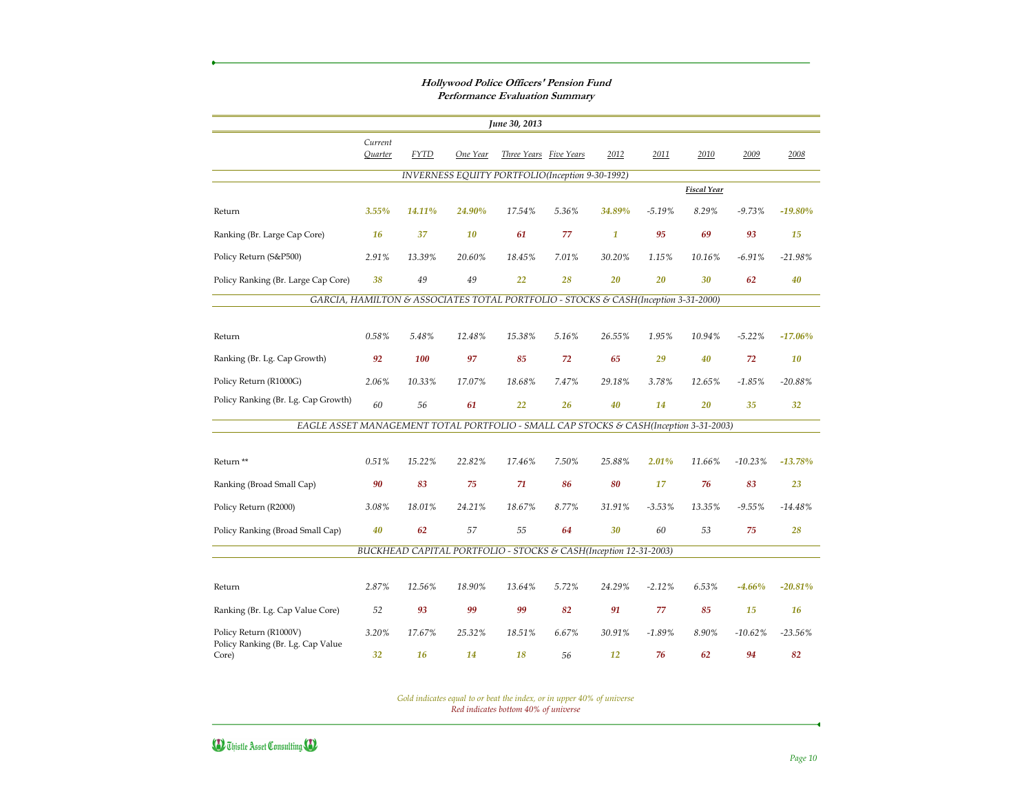# Hollywood Police Officers' Pension Fund
## Performance Evaluation Summary

**June 30, 2013**

| | Current Quarter | FYTD | One Year | Three Years | Five Years | 2012 | 2011 | 2010 | 2009 | 2008 |
|---|---|---|---|---|---|---|---|---|---|---|
| **INVERNESS EQUITY PORTFOLIO(Inception 9-30-1992)** | | | | | | | | | | |
| | | | | | | | | Fiscal Year | | |
| Return | 3.55% | 14.11% | 24.90% | 17.54% | 5.36% | 34.89% | -5.19% | 8.29% | -9.73% | -19.80% |
| Ranking (Br. Large Cap Core) | 16 | 37 | 10 | 61 | 77 | 1 | 95 | 69 | 93 | 15 |
| Policy Return (S&P500) | 2.91% | 13.39% | 20.60% | 18.45% | 7.01% | 30.20% | 1.15% | 10.16% | -6.91% | -21.98% |
| Policy Ranking (Br. Large Cap Core) | 38 | 49 | 49 | 22 | 28 | 20 | 20 | 30 | 62 | 40 |
| **GARCIA, HAMILTON & ASSOCIATES TOTAL PORTFOLIO - STOCKS & CASH(Inception 3-31-2000)** | | | | | | | | | | |
| Return | 0.58% | 5.48% | 12.48% | 15.38% | 5.16% | 26.55% | 1.95% | 10.94% | -5.22% | -17.06% |
| Ranking (Br. Lg. Cap Growth) | 92 | 100 | 97 | 85 | 72 | 65 | 29 | 40 | 72 | 10 |
| Policy Return (R1000G) | 2.06% | 10.33% | 17.07% | 18.68% | 7.47% | 29.18% | 3.78% | 12.65% | -1.85% | -20.88% |
| Policy Ranking (Br. Lg. Cap Growth) | 60 | 56 | 61 | 22 | 26 | 40 | 14 | 20 | 35 | 32 |
| **EAGLE ASSET MANAGEMENT TOTAL PORTFOLIO - SMALL CAP STOCKS & CASH(Inception 3-31-2003)** | | | | | | | | | | |
| Return ** | 0.51% | 15.22% | 22.82% | 17.46% | 7.50% | 25.88% | 2.01% | 11.66% | -10.23% | -13.78% |
| Ranking (Broad Small Cap) | 90 | 83 | 75 | 71 | 86 | 80 | 17 | 76 | 83 | 23 |
| Policy Return (R2000) | 3.08% | 18.01% | 24.21% | 18.67% | 8.77% | 31.91% | -3.53% | 13.35% | -9.55% | -14.48% |
| Policy Ranking (Broad Small Cap) | 40 | 62 | 57 | 55 | 64 | 30 | 60 | 53 | 75 | 28 |
| **BUCKHEAD CAPITAL PORTFOLIO - STOCKS & CASH(Inception 12-31-2003)** | | | | | | | | | | |
| Return | 2.87% | 12.56% | 18.90% | 13.64% | 5.72% | 24.29% | -2.12% | 6.53% | -4.66% | -20.81% |
| Ranking (Br. Lg. Cap Value Core) | 52 | 93 | 99 | 99 | 82 | 91 | 77 | 85 | 15 | 16 |
| Policy Return (R1000V) | 3.20% | 17.67% | 25.32% | 18.51% | 6.67% | 30.91% | -1.89% | 8.90% | -10.62% | -23.56% |
| Policy Ranking (Br. Lg. Cap Value Core) | 32 | 16 | 14 | 18 | 56 | 12 | 76 | 62 | 94 | 82 |

*Gold indicates equal to or beat the index, or in upper 40% of universe*
*Red indicates bottom 40% of universe*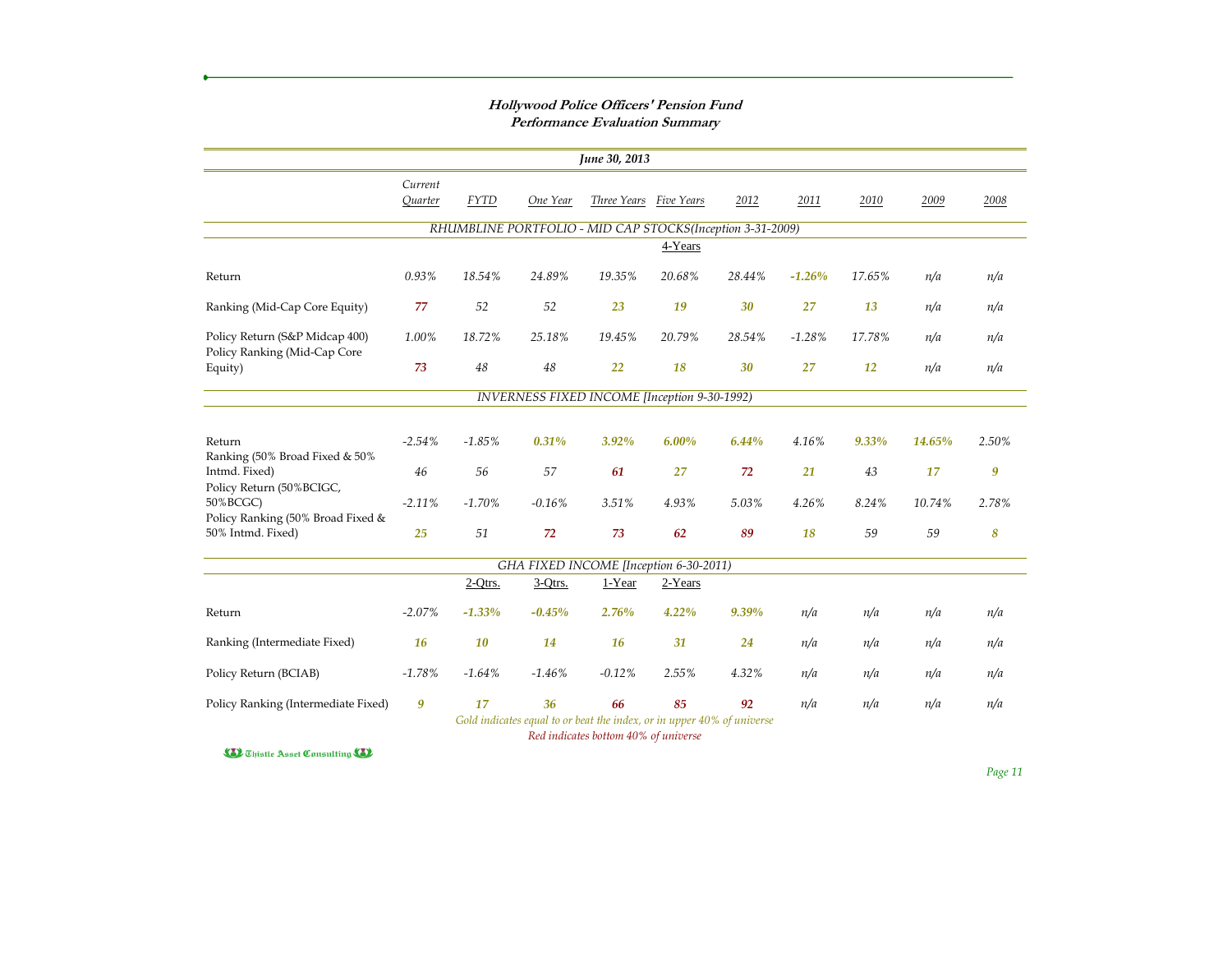## Hollywood Police Officers' Pension Fund
### Performance Evaluation Summary

| June 30, 2013 | Current Quarter | FYTD | One Year | Three Years | Five Years | 2012 | 2011 | 2010 | 2009 | 2008 |
|---|---|---|---|---|---|---|---|---|---|---|
| **RHUMBLINE PORTFOLIO - MID CAP STOCKS(Inception 3-31-2009)** | | | | | 4-Years | | | | | |
| Return | 0.93% | 18.54% | 24.89% | 19.35% | 20.68% | 28.44% | -1.26% | 17.65% | n/a | n/a |
| Ranking (Mid-Cap Core Equity) | 77 | 52 | 52 | 23 | 19 | 30 | 27 | 13 | n/a | n/a |
| Policy Return (S&P Midcap 400) | 1.00% | 18.72% | 25.18% | 19.45% | 20.79% | 28.54% | -1.28% | 17.78% | n/a | n/a |
| Policy Ranking (Mid-Cap Core Equity) | 73 | 48 | 48 | 22 | 18 | 30 | 27 | 12 | n/a | n/a |
| **INVERNESS FIXED INCOME [Inception 9-30-1992)** | | | | | | | | | | |
| Return | -2.54% | -1.85% | 0.31% | 3.92% | 6.00% | 6.44% | 4.16% | 9.33% | 14.65% | 2.50% |
| Ranking (50% Broad Fixed & 50% Intmd. Fixed) | 46 | 56 | 57 | 61 | 27 | 72 | 21 | 43 | 17 | 9 |
| Policy Return (50%BCIGC, 50%BCGC) | -2.11% | -1.70% | -0.16% | 3.51% | 4.93% | 5.03% | 4.26% | 8.24% | 10.74% | 2.78% |
| Policy Ranking (50% Broad Fixed & 50% Intmd. Fixed) | 25 | 51 | 72 | 73 | 62 | 89 | 18 | 59 | 59 | 8 |
| **GHA FIXED INCOME [Inception 6-30-2011)** | | 2-Qtrs. | 3-Qtrs. | 1-Year | 2-Years | | | | | |
| Return | -2.07% | -1.33% | -0.45% | 2.76% | 4.22% | 9.39% | n/a | n/a | n/a | n/a |
| Ranking (Intermediate Fixed) | 16 | 10 | 14 | 16 | 31 | 24 | n/a | n/a | n/a | n/a |
| Policy Return (BCIAB) | -1.78% | -1.64% | -1.46% | -0.12% | 2.55% | 4.32% | n/a | n/a | n/a | n/a |
| Policy Ranking (Intermediate Fixed) | 9 | 17 | 36 | 66 | 85 | 92 | n/a | n/a | n/a | n/a |

*Gold indicates equal to or beat the index, or in upper 40% of universe*

*Red indicates bottom 40% of universe*

Thistle Asset Consulting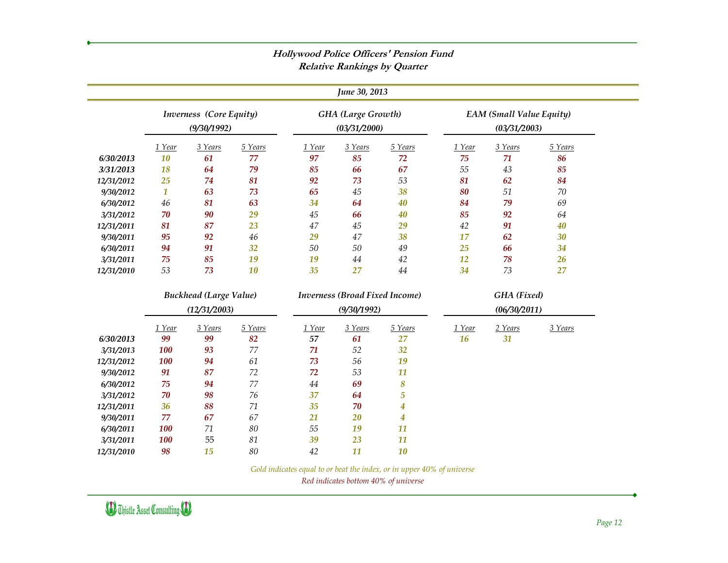## Hollywood Police Officers' Pension Fund
## Relative Rankings by Quarter

*June 30, 2013*

| | Inverness (Core Equity) (9/30/1992) | | | GHA (Large Growth) (03/31/2000) | | | EAM (Small Value Equity) (03/31/2003) | | |
|---|---|---|---|---|---|---|---|---|---|
| | 1 Year | 3 Years | 5 Years | 1 Year | 3 Years | 5 Years | 1 Year | 3 Years | 5 Years |
| 6/30/2013 | 10 | 61 | 77 | 97 | 85 | 72 | 75 | 71 | 86 |
| 3/31/2013 | 18 | 64 | 79 | 85 | 66 | 67 | 55 | 43 | 85 |
| 12/31/2012 | 25 | 74 | 81 | 92 | 73 | 53 | 81 | 62 | 84 |
| 9/30/2012 | 1 | 63 | 73 | 65 | 45 | 38 | 80 | 51 | 70 |
| 6/30/2012 | 46 | 81 | 63 | 34 | 64 | 40 | 84 | 79 | 69 |
| 3/31/2012 | 70 | 90 | 29 | 45 | 66 | 40 | 85 | 92 | 64 |
| 12/31/2011 | 81 | 87 | 23 | 47 | 45 | 29 | 42 | 91 | 40 |
| 9/30/2011 | 95 | 92 | 46 | 29 | 47 | 38 | 17 | 62 | 30 |
| 6/30/2011 | 94 | 91 | 32 | 50 | 50 | 49 | 25 | 66 | 34 |
| 3/31/2011 | 75 | 85 | 19 | 19 | 44 | 42 | 12 | 78 | 26 |
| 12/31/2010 | 53 | 73 | 10 | 35 | 27 | 44 | 34 | 73 | 27 |

| | Buckhead (Large Value) (12/31/2003) | | | Inverness (Broad Fixed Income) (9/30/1992) | | | GHA (Fixed) (06/30/2011) | | |
|---|---|---|---|---|---|---|---|---|---|
| | 1 Year | 3 Years | 5 Years | 1 Year | 3 Years | 5 Years | 1 Year | 2 Years | 3 Years |
| 6/30/2013 | 99 | 99 | 82 | 57 | 61 | 27 | 16 | 31 | |
| 3/31/2013 | 100 | 93 | 77 | 71 | 52 | 32 | | | |
| 12/31/2012 | 100 | 94 | 61 | 73 | 56 | 19 | | | |
| 9/30/2012 | 91 | 87 | 72 | 72 | 53 | 11 | | | |
| 6/30/2012 | 75 | 94 | 77 | 44 | 69 | 8 | | | |
| 3/31/2012 | 70 | 98 | 76 | 37 | 64 | 5 | | | |
| 12/31/2011 | 36 | 88 | 71 | 35 | 70 | 4 | | | |
| 9/30/2011 | 77 | 67 | 67 | 21 | 20 | 4 | | | |
| 6/30/2011 | 100 | 71 | 80 | 55 | 19 | 11 | | | |
| 3/31/2011 | 100 | 55 | 81 | 39 | 23 | 11 | | | |
| 12/31/2010 | 98 | 15 | 80 | 42 | 11 | 10 | | | |

*Gold indicates equal to or beat the index, or in upper 40% of universe*

*Red indicates bottom 40% of universe*

Thistle Asset Consulting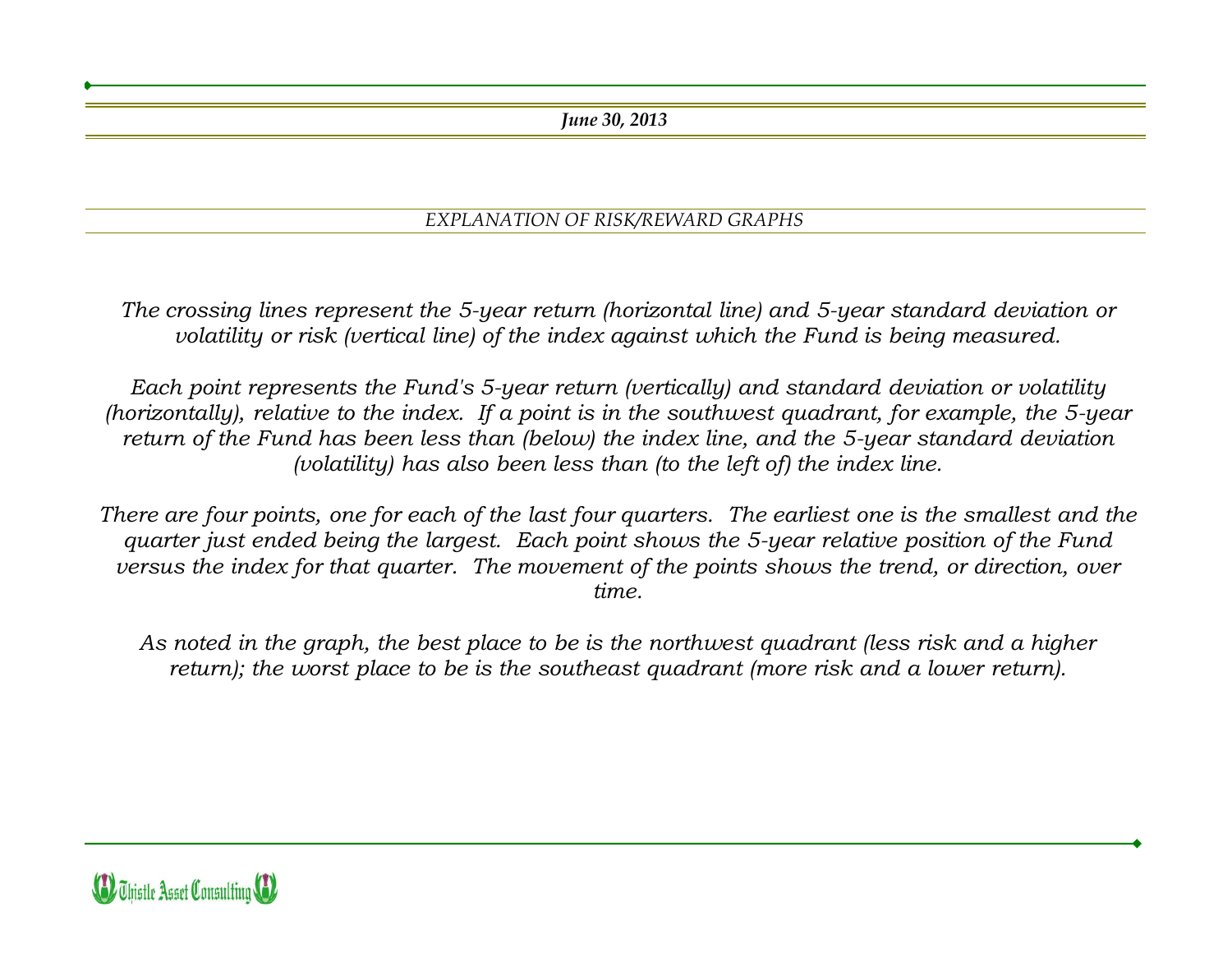*June 30, 2013*

## *EXPLANATION OF RISK/REWARD GRAPHS*

*The crossing lines represent the 5-year return (horizontal line) and 5-year standard deviation or volatility or risk (vertical line) of the index against which the Fund is being measured.*

*Each point represents the Fund's 5-year return (vertically) and standard deviation or volatility (horizontally), relative to the index. If a point is in the southwest quadrant, for example, the 5-year return of the Fund has been less than (below) the index line, and the 5-year standard deviation (volatility) has also been less than (to the left of) the index line.*

*There are four points, one for each of the last four quarters. The earliest one is the smallest and the quarter just ended being the largest. Each point shows the 5-year relative position of the Fund versus the index for that quarter. The movement of the points shows the trend, or direction, over time.*

*As noted in the graph, the best place to be is the northwest quadrant (less risk and a higher return); the worst place to be is the southeast quadrant (more risk and a lower return).*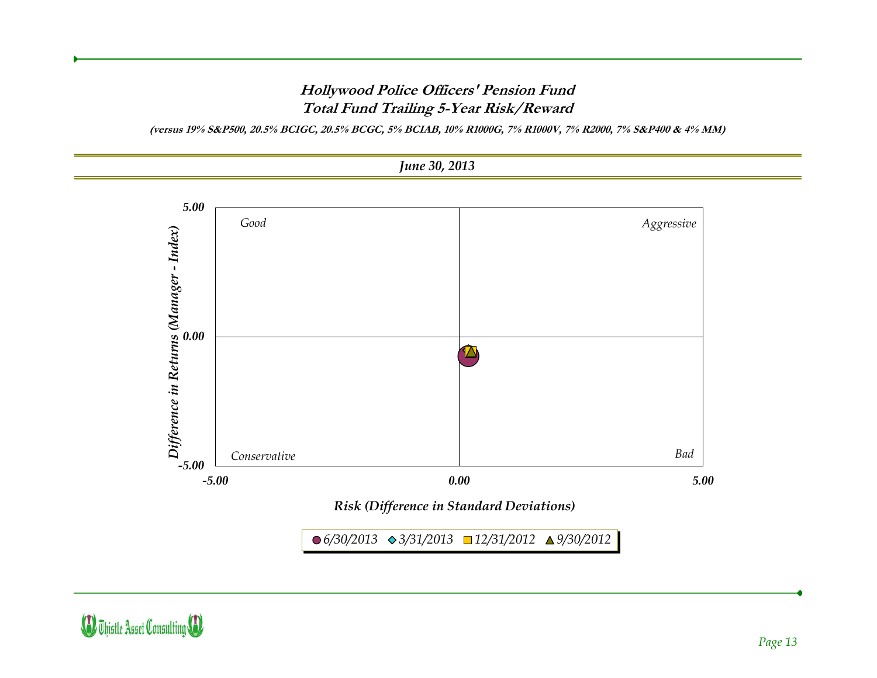# Hollywood Police Officers' Pension Fund
## Total Fund Trailing 5-Year Risk/Reward

**(versus 19% S&P500, 20.5% BCIGC, 20.5% BCGC, 5% BCIAB, 10% R1000G, 7% R1000V, 7% R2000, 7% S&P400 & 4% MM)**

***June 30, 2013***

*Good*

*Aggressive*

*Conservative*

*Bad*

**Difference in Returns (Manager - Index)**: 5.00, 0.00, -5.00

**Risk (Difference in Standard Deviations)**: -5.00, 0.00, 5.00

● 6/30/2013 ◆ 3/31/2013 ■ 12/31/2012 ▲ 9/30/2012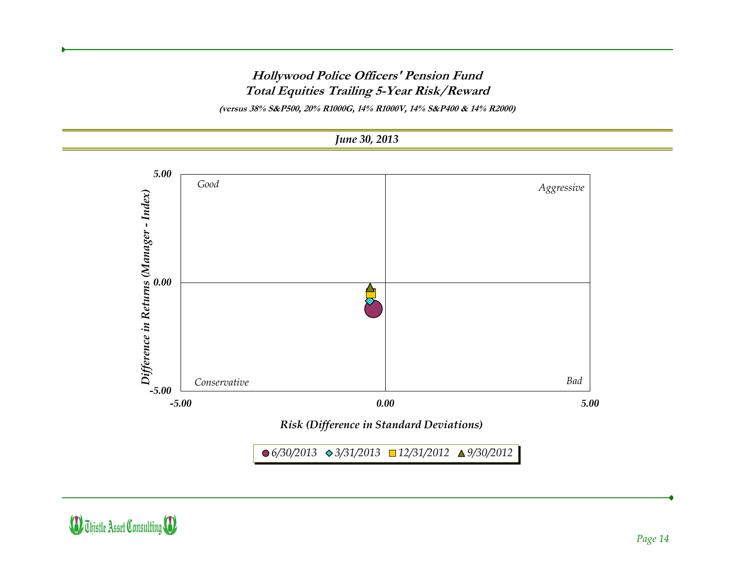# Hollywood Police Officers' Pension Fund

## Total Equities Trailing 5-Year Risk/Reward

***(versus 38% S&P500, 20% R1000G, 14% R1000V, 14% S&P400 & 14% R2000)***

***June 30, 2013***

*Good*

*Aggressive*

*Conservative*

*Bad*

**Difference in Returns (Manager - Index)**: 5.00, 0.00, -5.00

**Risk (Difference in Standard Deviations)**: -5.00, 0.00, 5.00

*6/30/2013* *3/31/2013* *12/31/2012* *9/30/2012*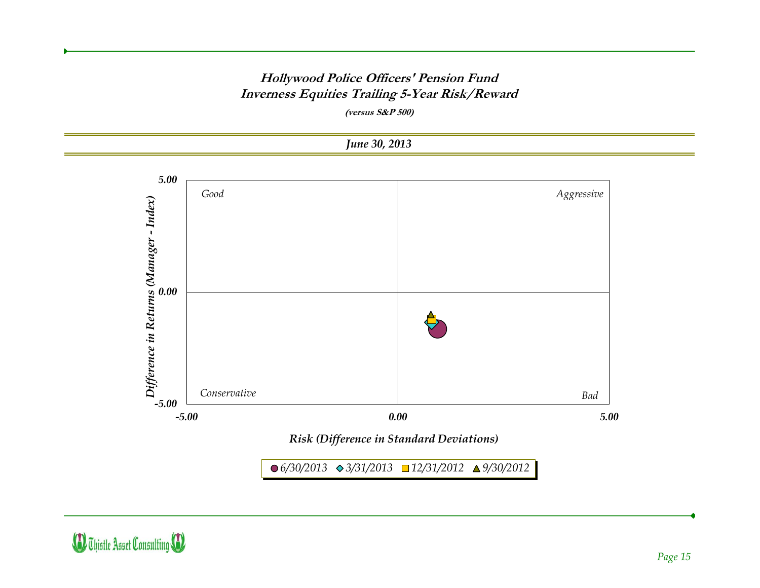## Hollywood Police Officers' Pension Fund
## Inverness Equities Trailing 5-Year Risk/Reward

***(versus S&P 500)***

***June 30, 2013***

*Difference in Returns (Manager - Index)*

| | |
|---|---|
| *Good* | *Aggressive* |
| *Conservative* | *Bad* |

Y-axis: 5.00, 0.00, -5.00

X-axis: -5.00, 0.00, 5.00

*Risk (Difference in Standard Deviations)*

*6/30/2013* *3/31/2013* *12/31/2012* *9/30/2012*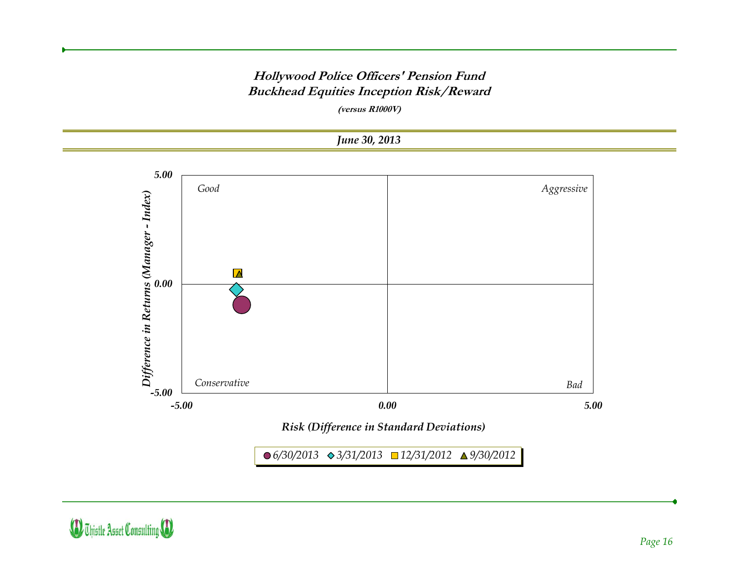# Hollywood Police Officers' Pension Fund
# Buckhead Equities Inception Risk/Reward

***(versus R1000V)***

***June 30, 2013***

*Good* | *Aggressive* | *Conservative* | *Bad*

**Difference in Returns (Manager - Index)**: 5.00, 0.00, -5.00

**Risk (Difference in Standard Deviations)**: -5.00, 0.00, 5.00

● 6/30/2013 ◆ 3/31/2013 ■ 12/31/2012 ▲ 9/30/2012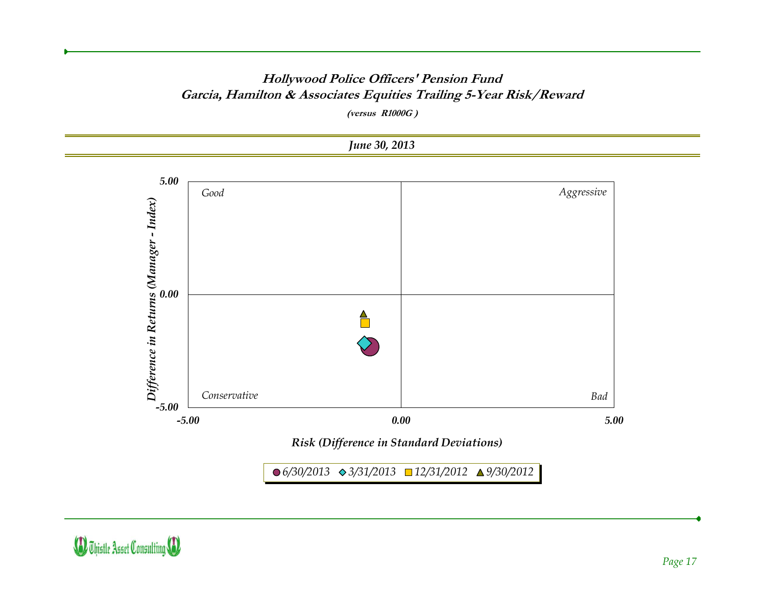# Hollywood Police Officers' Pension Fund

## Garcia, Hamilton & Associates Equities Trailing 5-Year Risk/Reward

***(versus R1000G )***

***June 30, 2013***

5.00

*Good*

*Aggressive*

0.00

*Conservative*

*Bad*

-5.00

-5.00 0.00 5.00

***Difference in Returns (Manager - Index)***

***Risk (Difference in Standard Deviations)***

*6/30/2013* *3/31/2013* *12/31/2012* *9/30/2012*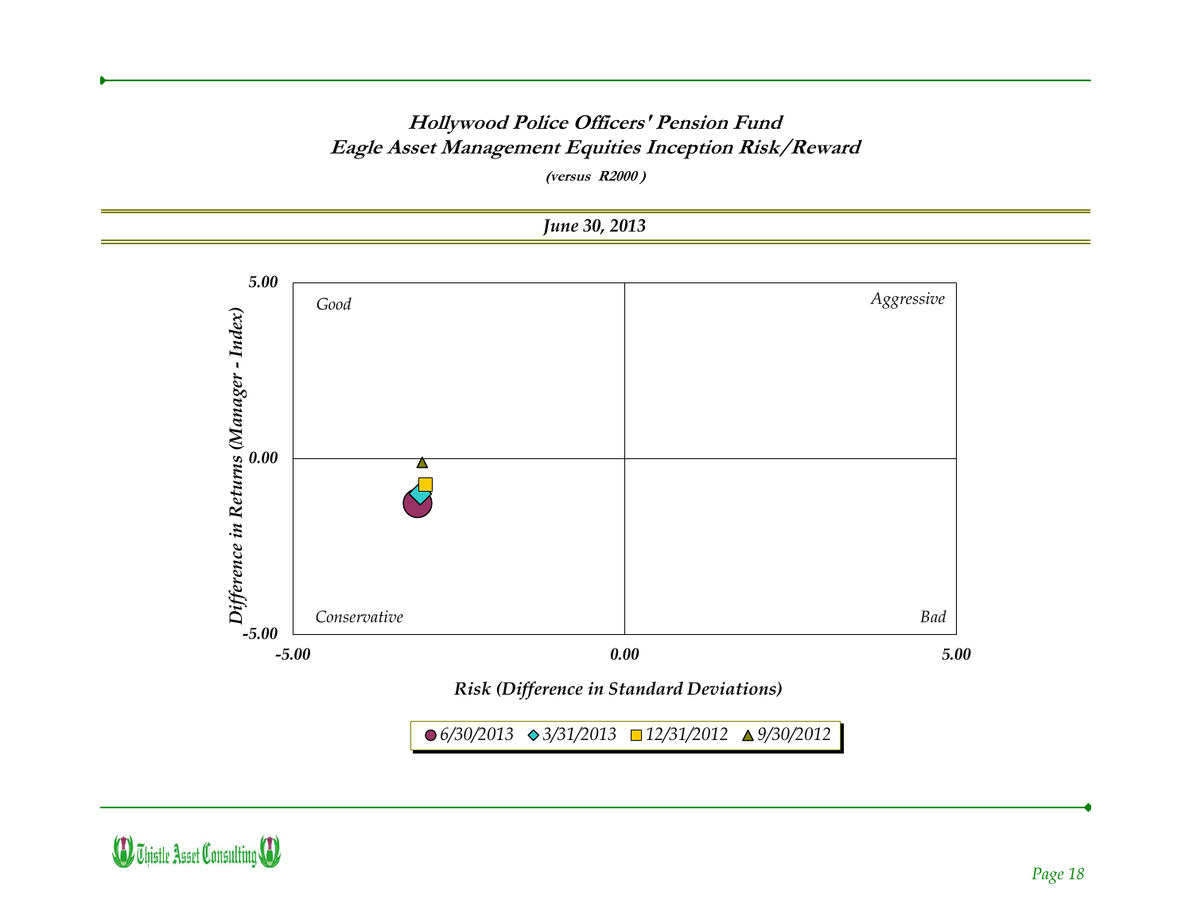# Hollywood Police Officers' Pension Fund
## Eagle Asset Management Equities Inception Risk/Reward

*(versus R2000 )*

**June 30, 2013**

*Good* | *Aggressive* | *Conservative* | *Bad*

Difference in Returns (Manager - Index): 5.00, 0.00, -5.00

Risk (Difference in Standard Deviations): -5.00, 0.00, 5.00

Legend: 6/30/2013, 3/31/2013, 12/31/2012, 9/30/2012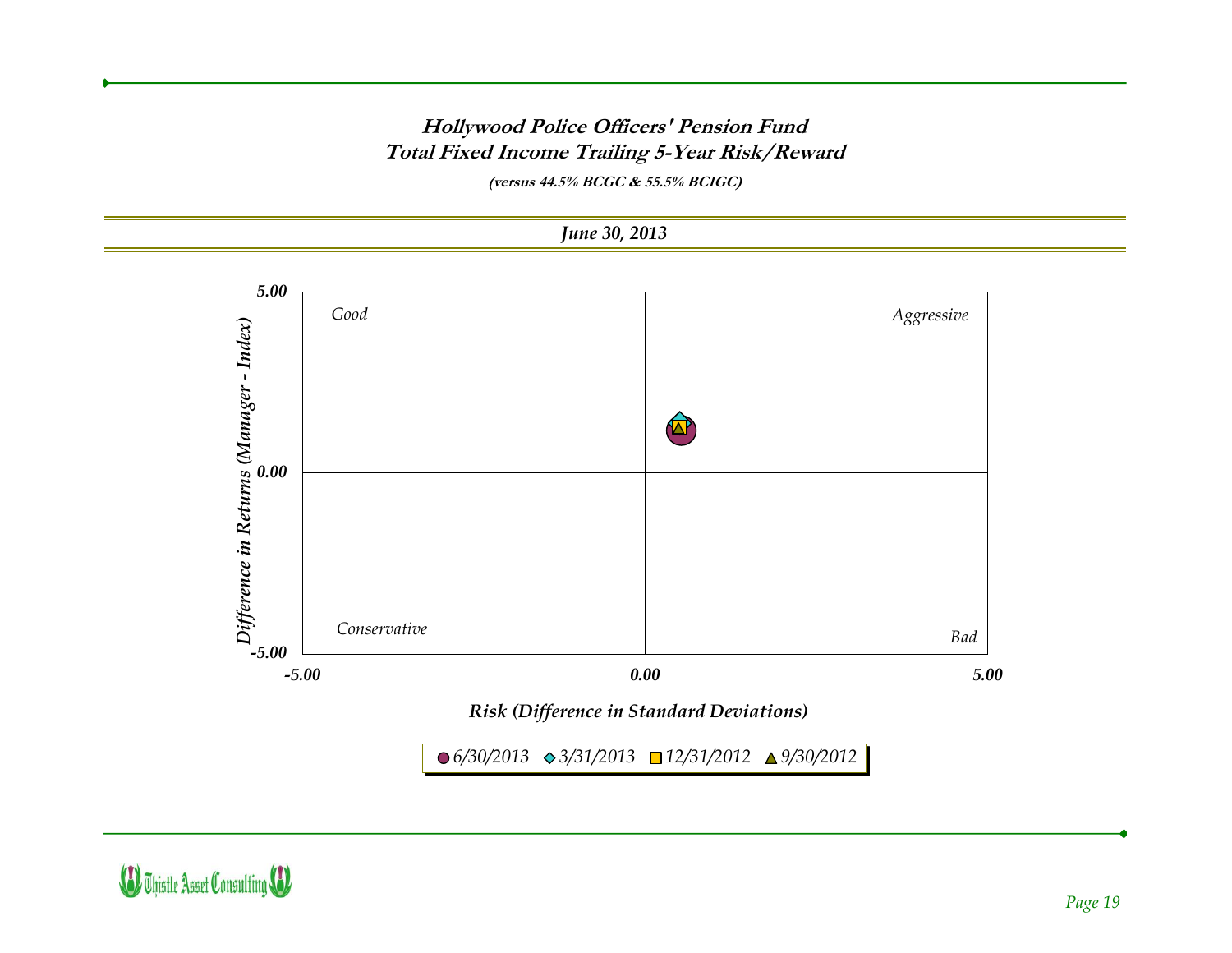# Hollywood Police Officers' Pension Fund
## Total Fixed Income Trailing 5-Year Risk/Reward

***(versus 44.5% BCGC & 55.5% BCIGC)***

***June 30, 2013***

*Difference in Returns (Manager - Index)*

5.00

*Good*

*Aggressive*

0.00

*Conservative*

*Bad*

-5.00

-5.00 | 0.00 | 5.00

*Risk (Difference in Standard Deviations)*

● *6/30/2013* ◆ *3/31/2013* ■ *12/31/2012* ▲ *9/30/2012*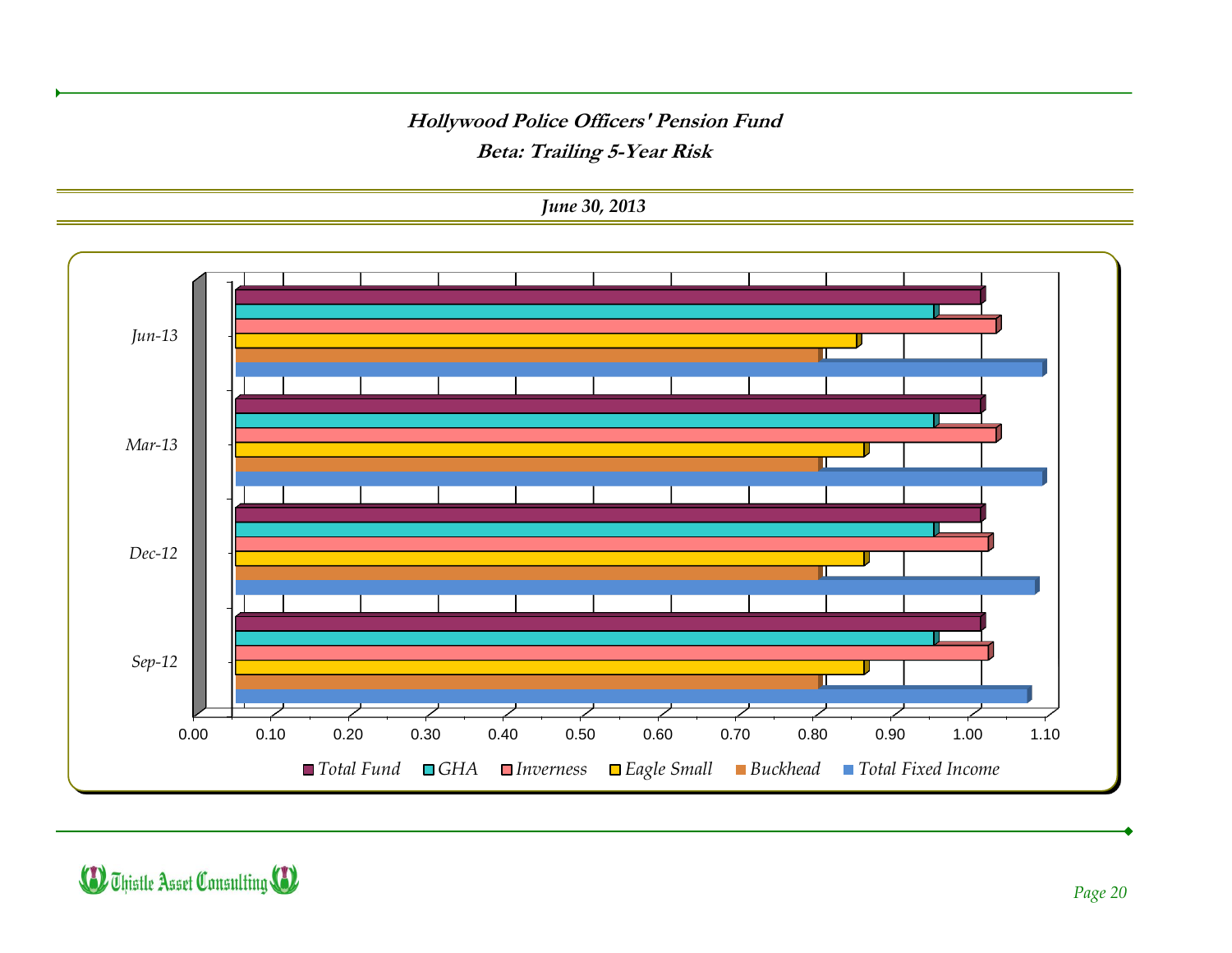## Hollywood Police Officers' Pension Fund

### Beta: Trailing 5-Year Risk

*June 30, 2013*

Jun-13

Mar-13

Dec-12

Sep-12

0.00 0.10 0.20 0.30 0.40 0.50 0.60 0.70 0.80 0.90 1.00 1.10

*Total Fund* *GHA* *Inverness* *Eagle Small* *Buckhead* *Total Fixed Income*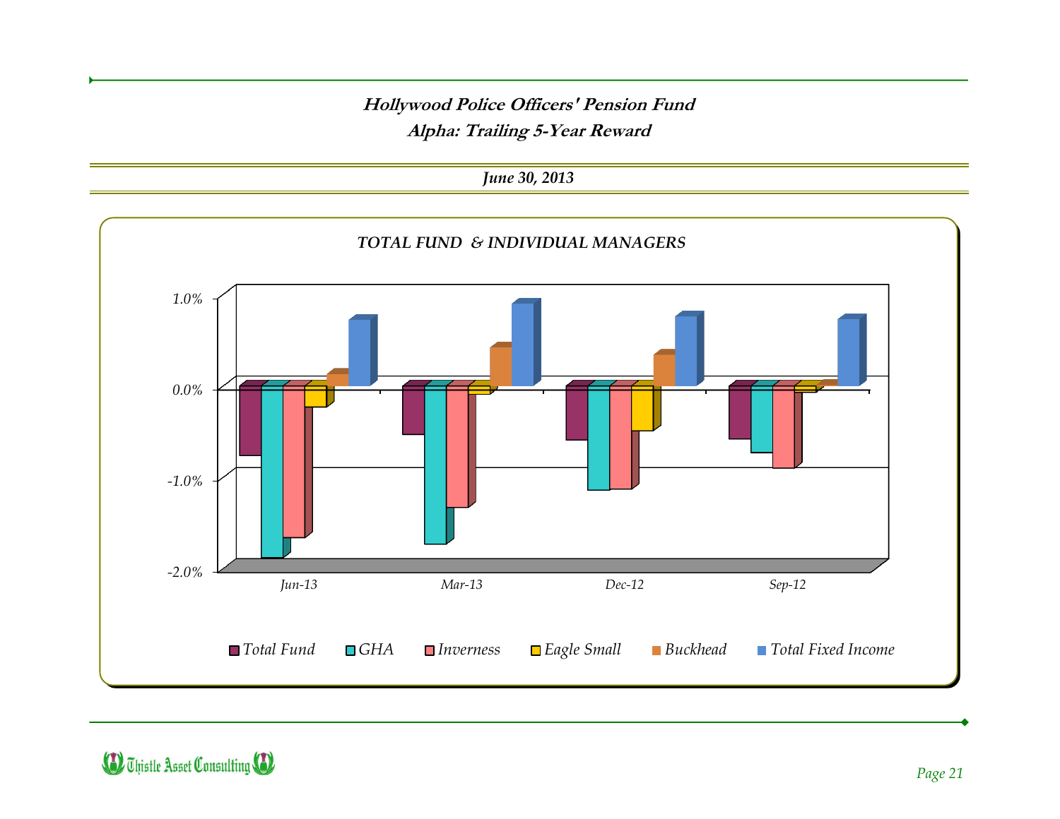# Hollywood Police Officers' Pension Fund

## Alpha: Trailing 5-Year Reward

*June 30, 2013*

### TOTAL FUND & INDIVIDUAL MANAGERS

1.0%
0.0%
-1.0%
-2.0%

Jun-13 Mar-13 Dec-12 Sep-12

Total Fund GHA Inverness Eagle Small Buckhead Total Fixed Income

Thistle Asset Consulting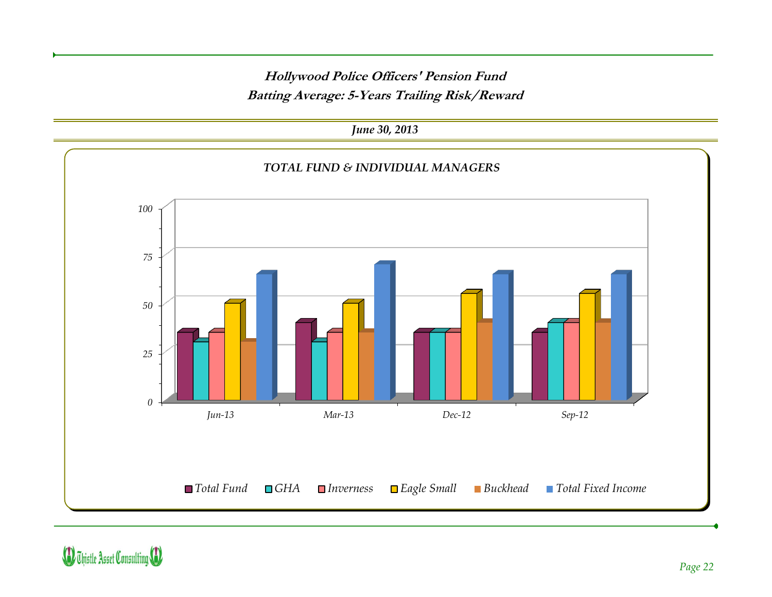# Hollywood Police Officers' Pension Fund

## Batting Average: 5-Years Trailing Risk/Reward

***June 30, 2013***

***TOTAL FUND & INDIVIDUAL MANAGERS***

| | Total Fund | GHA | Inverness | Eagle Small | Buckhead | Total Fixed Income |
|---|---|---|---|---|---|---|
| Jun-13 | 35 | 30 | 35 | 50 | 30 | 65 |
| Mar-13 | 40 | 30 | 35 | 50 | 35 | 70 |
| Dec-12 | 35 | 35 | 35 | 55 | 40 | 65 |
| Sep-12 | 35 | 40 | 40 | 55 | 40 | 65 |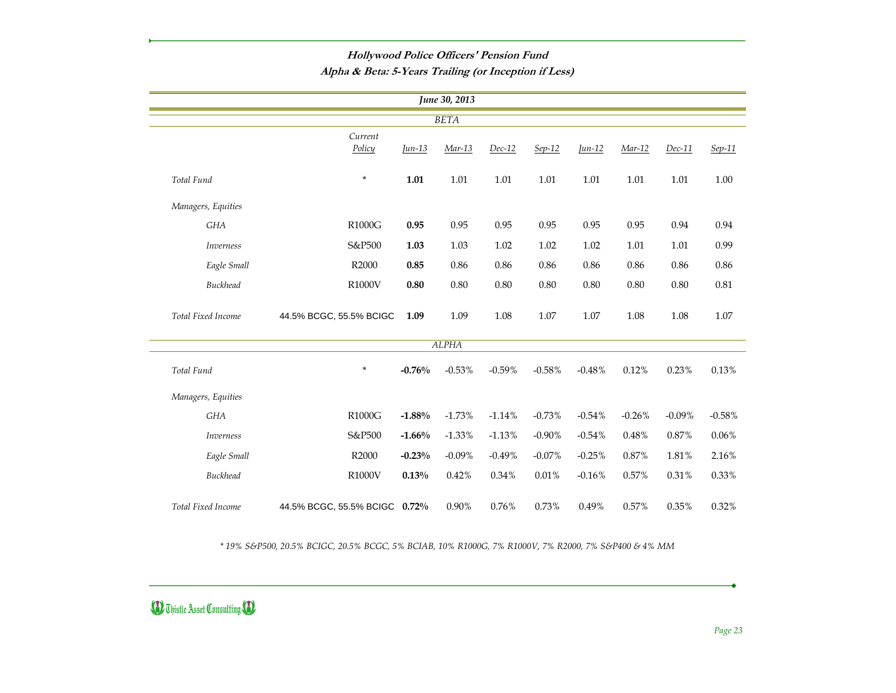## *Hollywood Police Officers' Pension Fund*
### *Alpha & Beta: 5-Years Trailing (or Inception if Less)*

*June 30, 2013*

| | Current Policy | Jun-13 | Mar-13 | Dec-12 | Sep-12 | Jun-12 | Mar-12 | Dec-11 | Sep-11 |
|---|---|---|---|---|---|---|---|---|---|
| *BETA* | | | | | | | | | |
| *Total Fund* | * | **1.01** | 1.01 | 1.01 | 1.01 | 1.01 | 1.01 | 1.01 | 1.00 |
| *Managers, Equities* | | | | | | | | | |
| *GHA* | R1000G | **0.95** | 0.95 | 0.95 | 0.95 | 0.95 | 0.95 | 0.94 | 0.94 |
| *Inverness* | S&P500 | **1.03** | 1.03 | 1.02 | 1.02 | 1.02 | 1.01 | 1.01 | 0.99 |
| *Eagle Small* | R2000 | **0.85** | 0.86 | 0.86 | 0.86 | 0.86 | 0.86 | 0.86 | 0.86 |
| *Buckhead* | R1000V | **0.80** | 0.80 | 0.80 | 0.80 | 0.80 | 0.80 | 0.80 | 0.81 |
| *Total Fixed Income* | 44.5% BCGC, 55.5% BCIGC | **1.09** | 1.09 | 1.08 | 1.07 | 1.07 | 1.08 | 1.08 | 1.07 |
| *ALPHA* | | | | | | | | | |
| *Total Fund* | * | **-0.76%** | -0.53% | -0.59% | -0.58% | -0.48% | 0.12% | 0.23% | 0.13% |
| *Managers, Equities* | | | | | | | | | |
| *GHA* | R1000G | **-1.88%** | -1.73% | -1.14% | -0.73% | -0.54% | -0.26% | -0.09% | -0.58% |
| *Inverness* | S&P500 | **-1.66%** | -1.33% | -1.13% | -0.90% | -0.54% | 0.48% | 0.87% | 0.06% |
| *Eagle Small* | R2000 | **-0.23%** | -0.09% | -0.49% | -0.07% | -0.25% | 0.87% | 1.81% | 2.16% |
| *Buckhead* | R1000V | **0.13%** | 0.42% | 0.34% | 0.01% | -0.16% | 0.57% | 0.31% | 0.33% |
| *Total Fixed Income* | 44.5% BCGC, 55.5% BCIGC | **0.72%** | 0.90% | 0.76% | 0.73% | 0.49% | 0.57% | 0.35% | 0.32% |

*\* 19% S&P500, 20.5% BCIGC, 20.5% BCGC, 5% BCIAB, 10% R1000G, 7% R1000V, 7% R2000, 7% S&P400 & 4% MM*

Thistle Asset Consulting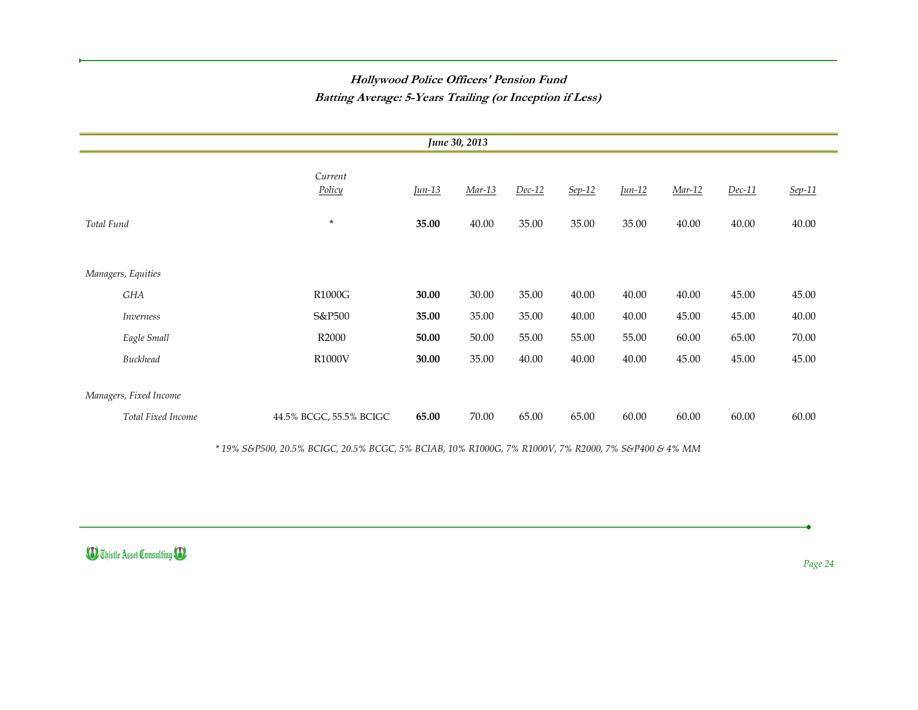## Hollywood Police Officers' Pension Fund

### Batting Average: 5-Years Trailing (or Inception if Less)

*June 30, 2013*

| | Current Policy | Jun-13 | Mar-13 | Dec-12 | Sep-12 | Jun-12 | Mar-12 | Dec-11 | Sep-11 |
|---|---|---|---|---|---|---|---|---|---|
| *Total Fund* | * | **35.00** | 40.00 | 35.00 | 35.00 | 35.00 | 40.00 | 40.00 | 40.00 |
| *Managers, Equities* | | | | | | | | | |
| *GHA* | R1000G | **30.00** | 30.00 | 35.00 | 40.00 | 40.00 | 40.00 | 45.00 | 45.00 |
| *Inverness* | S&P500 | **35.00** | 35.00 | 35.00 | 40.00 | 40.00 | 45.00 | 45.00 | 40.00 |
| *Eagle Small* | R2000 | **50.00** | 50.00 | 55.00 | 55.00 | 55.00 | 60.00 | 65.00 | 70.00 |
| *Buckhead* | R1000V | **30.00** | 35.00 | 40.00 | 40.00 | 40.00 | 45.00 | 45.00 | 45.00 |
| *Managers, Fixed Income* | | | | | | | | | |
| *Total Fixed Income* | 44.5% BCGC, 55.5% BCIGC | **65.00** | 70.00 | 65.00 | 65.00 | 60.00 | 60.00 | 60.00 | 60.00 |

*\* 19% S&P500, 20.5% BCIGC, 20.5% BCGC, 5% BCIAB, 10% R1000G, 7% R1000V, 7% R2000, 7% S&P400 & 4% MM*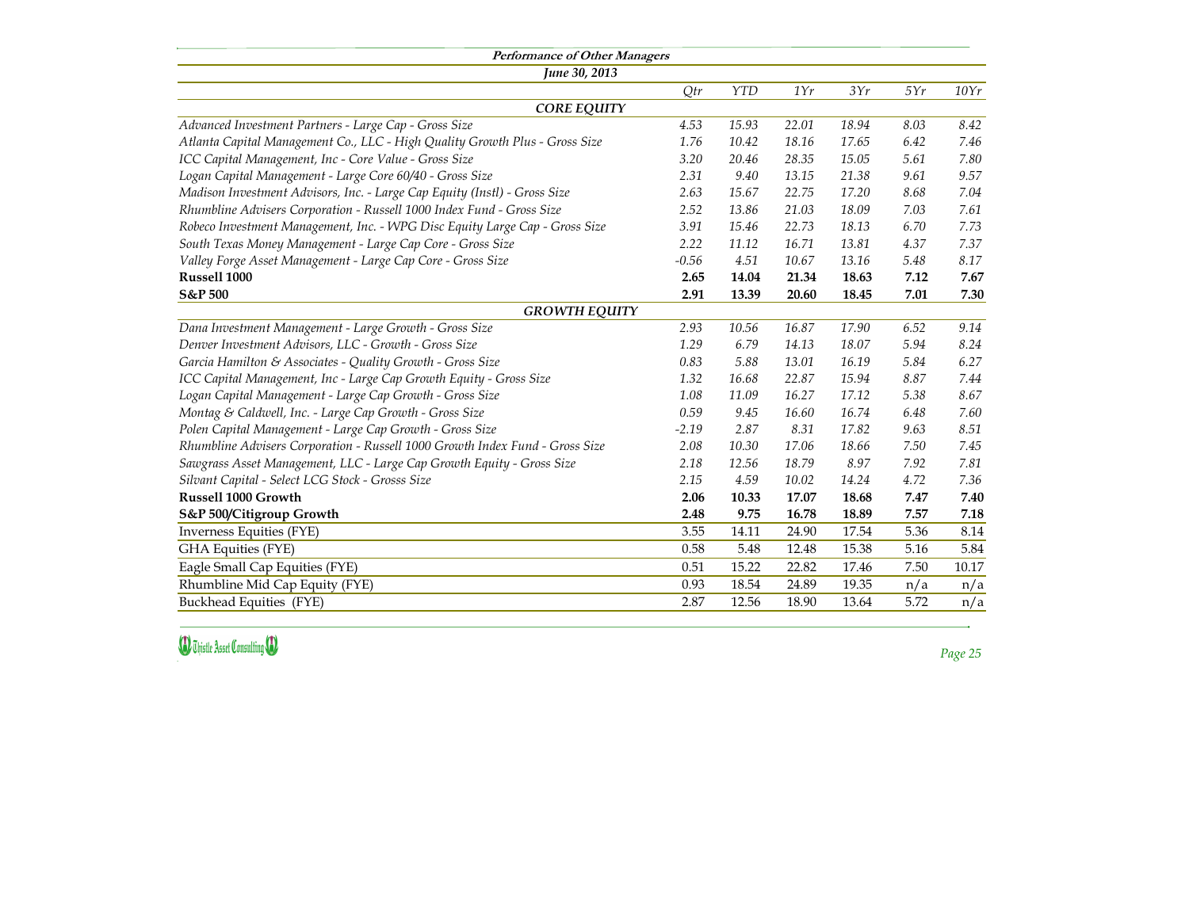## Performance of Other Managers

### June 30, 2013

| | Qtr | YTD | 1Yr | 3Yr | 5Yr | 10Yr |
|---|---|---|---|---|---|---|
| ***CORE EQUITY*** | | | | | | |
| *Advanced Investment Partners - Large Cap - Gross Size* | 4.53 | 15.93 | 22.01 | 18.94 | 8.03 | 8.42 |
| *Atlanta Capital Management Co., LLC - High Quality Growth Plus - Gross Size* | 1.76 | 10.42 | 18.16 | 17.65 | 6.42 | 7.46 |
| *ICC Capital Management, Inc - Core Value - Gross Size* | 3.20 | 20.46 | 28.35 | 15.05 | 5.61 | 7.80 |
| *Logan Capital Management - Large Core 60/40 - Gross Size* | 2.31 | 9.40 | 13.15 | 21.38 | 9.61 | 9.57 |
| *Madison Investment Advisors, Inc. - Large Cap Equity (Instl) - Gross Size* | 2.63 | 15.67 | 22.75 | 17.20 | 8.68 | 7.04 |
| *Rhumbline Advisers Corporation - Russell 1000 Index Fund - Gross Size* | 2.52 | 13.86 | 21.03 | 18.09 | 7.03 | 7.61 |
| *Robeco Investment Management, Inc. - WPG Disc Equity Large Cap - Gross Size* | 3.91 | 15.46 | 22.73 | 18.13 | 6.70 | 7.73 |
| *South Texas Money Management - Large Cap Core - Gross Size* | 2.22 | 11.12 | 16.71 | 13.81 | 4.37 | 7.37 |
| *Valley Forge Asset Management - Large Cap Core - Gross Size* | -0.56 | 4.51 | 10.67 | 13.16 | 5.48 | 8.17 |
| **Russell 1000** | **2.65** | **14.04** | **21.34** | **18.63** | **7.12** | **7.67** |
| **S&P 500** | **2.91** | **13.39** | **20.60** | **18.45** | **7.01** | **7.30** |
| ***GROWTH EQUITY*** | | | | | | |
| *Dana Investment Management - Large Growth - Gross Size* | 2.93 | 10.56 | 16.87 | 17.90 | 6.52 | 9.14 |
| *Denver Investment Advisors, LLC - Growth - Gross Size* | 1.29 | 6.79 | 14.13 | 18.07 | 5.94 | 8.24 |
| *Garcia Hamilton & Associates - Quality Growth - Gross Size* | 0.83 | 5.88 | 13.01 | 16.19 | 5.84 | 6.27 |
| *ICC Capital Management, Inc - Large Cap Growth Equity - Gross Size* | 1.32 | 16.68 | 22.87 | 15.94 | 8.87 | 7.44 |
| *Logan Capital Management - Large Cap Growth - Gross Size* | 1.08 | 11.09 | 16.27 | 17.12 | 5.38 | 8.67 |
| *Montag & Caldwell, Inc. - Large Cap Growth - Gross Size* | 0.59 | 9.45 | 16.60 | 16.74 | 6.48 | 7.60 |
| *Polen Capital Management - Large Cap Growth - Gross Size* | -2.19 | 2.87 | 8.31 | 17.82 | 9.63 | 8.51 |
| *Rhumbline Advisers Corporation - Russell 1000 Growth Index Fund - Gross Size* | 2.08 | 10.30 | 17.06 | 18.66 | 7.50 | 7.45 |
| *Sawgrass Asset Management, LLC - Large Cap Growth Equity - Gross Size* | 2.18 | 12.56 | 18.79 | 8.97 | 7.92 | 7.81 |
| *Silvant Capital - Select LCG Stock - Grosss Size* | 2.15 | 4.59 | 10.02 | 14.24 | 4.72 | 7.36 |
| **Russell 1000 Growth** | **2.06** | **10.33** | **17.07** | **18.68** | **7.47** | **7.40** |
| **S&P 500/Citigroup Growth** | **2.48** | **9.75** | **16.78** | **18.89** | **7.57** | **7.18** |
| Inverness Equities (FYE) | 3.55 | 14.11 | 24.90 | 17.54 | 5.36 | 8.14 |
| GHA Equities (FYE) | 0.58 | 5.48 | 12.48 | 15.38 | 5.16 | 5.84 |
| Eagle Small Cap Equities (FYE) | 0.51 | 15.22 | 22.82 | 17.46 | 7.50 | 10.17 |
| Rhumbline Mid Cap Equity (FYE) | 0.93 | 18.54 | 24.89 | 19.35 | n/a | n/a |
| Buckhead Equities (FYE) | 2.87 | 12.56 | 18.90 | 13.64 | 5.72 | n/a |

Thistle Asset Consulting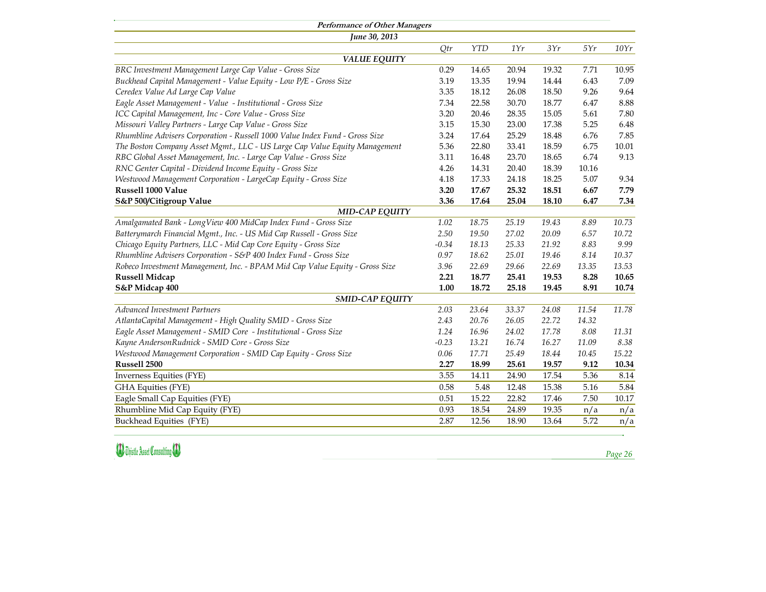## Performance of Other Managers

### June 30, 2013

| | Qtr | YTD | 1Yr | 3Yr | 5Yr | 10Yr |
|---|---|---|---|---|---|---|
| ***VALUE EQUITY*** | | | | | | |
| *BRC Investment Management Large Cap Value - Gross Size* | 0.29 | 14.65 | 20.94 | 19.32 | 7.71 | 10.95 |
| *Buckhead Capital Management - Value Equity - Low P/E - Gross Size* | 3.19 | 13.35 | 19.94 | 14.44 | 6.43 | 7.09 |
| *Ceredex Value Ad Large Cap Value* | 3.35 | 18.12 | 26.08 | 18.50 | 9.26 | 9.64 |
| *Eagle Asset Management - Value - Institutional - Gross Size* | 7.34 | 22.58 | 30.70 | 18.77 | 6.47 | 8.88 |
| *ICC Capital Management, Inc - Core Value - Gross Size* | 3.20 | 20.46 | 28.35 | 15.05 | 5.61 | 7.80 |
| *Missouri Valley Partners - Large Cap Value - Gross Size* | 3.15 | 15.30 | 23.00 | 17.38 | 5.25 | 6.48 |
| *Rhumbline Advisers Corporation - Russell 1000 Value Index Fund - Gross Size* | 3.24 | 17.64 | 25.29 | 18.48 | 6.76 | 7.85 |
| *The Boston Company Asset Mgmt., LLC - US Large Cap Value Equity Management* | 5.36 | 22.80 | 33.41 | 18.59 | 6.75 | 10.01 |
| *RBC Global Asset Management, Inc. - Large Cap Value - Gross Size* | 3.11 | 16.48 | 23.70 | 18.65 | 6.74 | 9.13 |
| *RNC Genter Capital - Dividend Income Equity - Gross Size* | 4.26 | 14.31 | 20.40 | 18.39 | 10.16 | |
| *Westwood Management Corporation - LargeCap Equity - Gross Size* | 4.18 | 17.33 | 24.18 | 18.25 | 5.07 | 9.34 |
| **Russell 1000 Value** | **3.20** | **17.67** | **25.32** | **18.51** | **6.67** | **7.79** |
| **S&P 500/Citigroup Value** | **3.36** | **17.64** | **25.04** | **18.10** | **6.47** | **7.34** |
| ***MID-CAP EQUITY*** | | | | | | |
| *Amalgamated Bank - LongView 400 MidCap Index Fund - Gross Size* | *1.02* | *18.75* | *25.19* | *19.43* | *8.89* | *10.73* |
| *Batterymarch Financial Mgmt., Inc. - US Mid Cap Russell - Gross Size* | *2.50* | *19.50* | *27.02* | *20.09* | *6.57* | *10.72* |
| *Chicago Equity Partners, LLC - Mid Cap Core Equity - Gross Size* | *-0.34* | *18.13* | *25.33* | *21.92* | *8.83* | *9.99* |
| *Rhumbline Advisers Corporation - S&P 400 Index Fund - Gross Size* | *0.97* | *18.62* | *25.01* | *19.46* | *8.14* | *10.37* |
| *Robeco Investment Management, Inc. - BPAM Mid Cap Value Equity - Gross Size* | *3.96* | *22.69* | *29.66* | *22.69* | *13.35* | *13.53* |
| **Russell Midcap** | **2.21** | **18.77** | **25.41** | **19.53** | **8.28** | **10.65** |
| **S&P Midcap 400** | **1.00** | **18.72** | **25.18** | **19.45** | **8.91** | **10.74** |
| ***SMID-CAP EQUITY*** | | | | | | |
| *Advanced Investment Partners* | *2.03* | *23.64* | *33.37* | *24.08* | *11.54* | *11.78* |
| *AtlantaCapital Management - High Quality SMID - Gross Size* | *2.43* | *20.76* | *26.05* | *22.72* | *14.32* | |
| *Eagle Asset Management - SMID Core - Institutional - Gross Size* | *1.24* | *16.96* | *24.02* | *17.78* | *8.08* | *11.31* |
| *Kayne AndersonRudnick - SMID Core - Gross Size* | *-0.23* | *13.21* | *16.74* | *16.27* | *11.09* | *8.38* |
| *Westwood Management Corporation - SMID Cap Equity - Gross Size* | *0.06* | *17.71* | *25.49* | *18.44* | *10.45* | *15.22* |
| **Russell 2500** | **2.27** | **18.99** | **25.61** | **19.57** | **9.12** | **10.34** |
| Inverness Equities (FYE) | 3.55 | 14.11 | 24.90 | 17.54 | 5.36 | 8.14 |
| GHA Equities (FYE) | 0.58 | 5.48 | 12.48 | 15.38 | 5.16 | 5.84 |
| Eagle Small Cap Equities (FYE) | 0.51 | 15.22 | 22.82 | 17.46 | 7.50 | 10.17 |
| Rhumbline Mid Cap Equity (FYE) | 0.93 | 18.54 | 24.89 | 19.35 | n/a | n/a |
| Buckhead Equities (FYE) | 2.87 | 12.56 | 18.90 | 13.64 | 5.72 | n/a |

Thistle Asset Consulting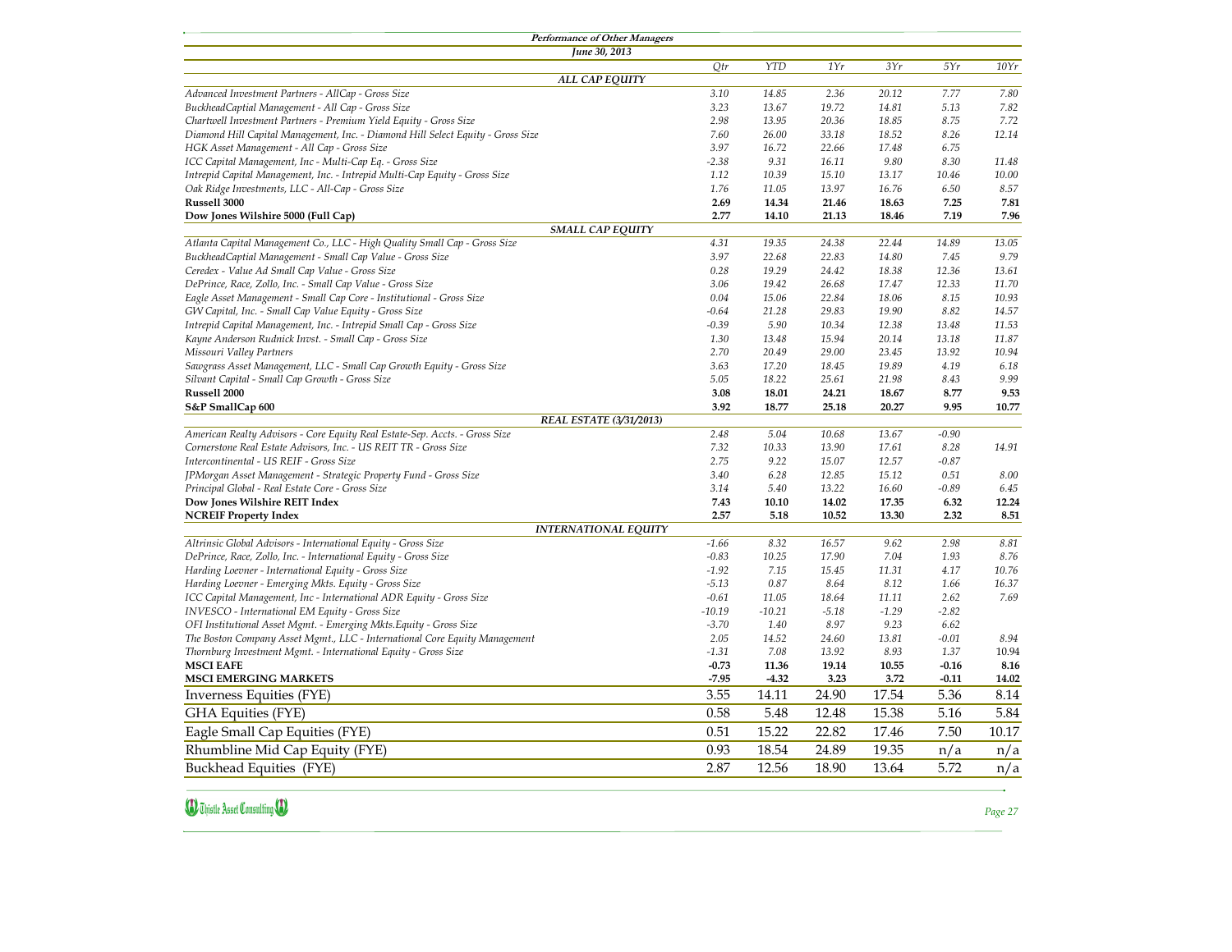## Performance of Other Managers

### June 30, 2013

| | Qtr | YTD | 1Yr | 3Yr | 5Yr | 10Yr |
|---|---|---|---|---|---|---|
| ***ALL CAP EQUITY*** | | | | | | |
| *Advanced Investment Partners - AllCap - Gross Size* | 3.10 | 14.85 | 2.36 | 20.12 | 7.77 | 7.80 |
| *BuckheadCaptial Management - All Cap - Gross Size* | 3.23 | 13.67 | 19.72 | 14.81 | 5.13 | 7.82 |
| *Chartwell Investment Partners - Premium Yield Equity - Gross Size* | 2.98 | 13.95 | 20.36 | 18.85 | 8.75 | 7.72 |
| *Diamond Hill Capital Management, Inc. - Diamond Hill Select Equity - Gross Size* | 7.60 | 26.00 | 33.18 | 18.52 | 8.26 | 12.14 |
| *HGK Asset Management - All Cap - Gross Size* | 3.97 | 16.72 | 22.66 | 17.48 | 6.75 | |
| *ICC Capital Management, Inc - Multi-Cap Eq. - Gross Size* | -2.38 | 9.31 | 16.11 | 9.80 | 8.30 | 11.48 |
| *Intrepid Capital Management, Inc. - Intrepid Multi-Cap Equity - Gross Size* | 1.12 | 10.39 | 15.10 | 13.17 | 10.46 | 10.00 |
| *Oak Ridge Investments, LLC - All-Cap - Gross Size* | 1.76 | 11.05 | 13.97 | 16.76 | 6.50 | 8.57 |
| **Russell 3000** | **2.69** | **14.34** | **21.46** | **18.63** | **7.25** | **7.81** |
| **Dow Jones Wilshire 5000 (Full Cap)** | **2.77** | **14.10** | **21.13** | **18.46** | **7.19** | **7.96** |
| ***SMALL CAP EQUITY*** | | | | | | |
| *Atlanta Capital Management Co., LLC - High Quality Small Cap - Gross Size* | 4.31 | 19.35 | 24.38 | 22.44 | 14.89 | 13.05 |
| *BuckheadCaptial Management - Small Cap Value - Gross Size* | 3.97 | 22.68 | 22.83 | 14.80 | 7.45 | 9.79 |
| *Ceredex - Value Ad Small Cap Value - Gross Size* | 0.28 | 19.29 | 24.42 | 18.38 | 12.36 | 13.61 |
| *DePrince, Race, Zollo, Inc. - Small Cap Value - Gross Size* | 3.06 | 19.42 | 26.68 | 17.47 | 12.33 | 11.70 |
| *Eagle Asset Management - Small Cap Core - Institutional - Gross Size* | 0.04 | 15.06 | 22.84 | 18.06 | 8.15 | 10.93 |
| *GW Capital, Inc. - Small Cap Value Equity - Gross Size* | -0.64 | 21.28 | 29.83 | 19.90 | 8.82 | 14.57 |
| *Intrepid Capital Management, Inc. - Intrepid Small Cap - Gross Size* | -0.39 | 5.90 | 10.34 | 12.38 | 13.48 | 11.53 |
| *Kayne Anderson Rudnick Invst. - Small Cap - Gross Size* | 1.30 | 13.48 | 15.94 | 20.14 | 13.18 | 11.87 |
| *Missouri Valley Partners* | 2.70 | 20.49 | 29.00 | 23.45 | 13.92 | 10.94 |
| *Sawgrass Asset Management, LLC - Small Cap Growth Equity - Gross Size* | 3.63 | 17.20 | 18.45 | 19.89 | 4.19 | 6.18 |
| *Silvant Capital - Small Cap Growth - Gross Size* | 5.05 | 18.22 | 25.61 | 21.98 | 8.43 | 9.99 |
| **Russell 2000** | **3.08** | **18.01** | **24.21** | **18.67** | **8.77** | **9.53** |
| **S&P SmallCap 600** | **3.92** | **18.77** | **25.18** | **20.27** | **9.95** | **10.77** |
| ***REAL ESTATE (3/31/2013)*** | | | | | | |
| *American Realty Advisors - Core Equity Real Estate-Sep. Accts. - Gross Size* | 2.48 | 5.04 | 10.68 | 13.67 | -0.90 | |
| *Cornerstone Real Estate Advisors, Inc. - US REIT TR - Gross Size* | 7.32 | 10.33 | 13.90 | 17.61 | 8.28 | 14.91 |
| *Intercontinental - US REIF - Gross Size* | 2.75 | 9.22 | 15.07 | 12.57 | -0.87 | |
| *JPMorgan Asset Management - Strategic Property Fund - Gross Size* | 3.40 | 6.28 | 12.85 | 15.12 | 0.51 | 8.00 |
| *Principal Global - Real Estate Core - Gross Size* | 3.14 | 5.40 | 13.22 | 16.60 | -0.89 | 6.45 |
| **Dow Jones Wilshire REIT Index** | **7.43** | **10.10** | **14.02** | **17.35** | **6.32** | **12.24** |
| **NCREIF Property Index** | **2.57** | **5.18** | **10.52** | **13.30** | **2.32** | **8.51** |
| ***INTERNATIONAL EQUITY*** | | | | | | |
| *Altrinsic Global Advisors - International Equity - Gross Size* | -1.66 | 8.32 | 16.57 | 9.62 | 2.98 | 8.81 |
| *DePrince, Race, Zollo, Inc. - International Equity - Gross Size* | -0.83 | 10.25 | 17.90 | 7.04 | 1.93 | 8.76 |
| *Harding Loevner - International Equity - Gross Size* | -1.92 | 7.15 | 15.45 | 11.31 | 4.17 | 10.76 |
| *Harding Loevner - Emerging Mkts. Equity - Gross Size* | -5.13 | 0.87 | 8.64 | 8.12 | 1.66 | 16.37 |
| *ICC Capital Management, Inc - International ADR Equity - Gross Size* | -0.61 | 11.05 | 18.64 | 11.11 | 2.62 | 7.69 |
| *INVESCO - International EM Equity - Gross Size* | -10.19 | -10.21 | -5.18 | -1.29 | -2.82 | |
| *OFI Institutional Asset Mgmt. - Emerging Mkts.Equity - Gross Size* | -3.70 | 1.40 | 8.97 | 9.23 | 6.62 | |
| *The Boston Company Asset Mgmt., LLC - International Core Equity Management* | 2.05 | 14.52 | 24.60 | 13.81 | -0.01 | 8.94 |
| *Thornburg Investment Mgmt. - International Equity - Gross Size* | -1.31 | 7.08 | 13.92 | 8.93 | 1.37 | 10.94 |
| **MSCI EAFE** | **-0.73** | **11.36** | **19.14** | **10.55** | **-0.16** | **8.16** |
| **MSCI EMERGING MARKETS** | **-7.95** | **-4.32** | **3.23** | **3.72** | **-0.11** | **14.02** |
| Inverness Equities (FYE) | 3.55 | 14.11 | 24.90 | 17.54 | 5.36 | 8.14 |
| GHA Equities (FYE) | 0.58 | 5.48 | 12.48 | 15.38 | 5.16 | 5.84 |
| Eagle Small Cap Equities (FYE) | 0.51 | 15.22 | 22.82 | 17.46 | 7.50 | 10.17 |
| Rhumbline Mid Cap Equity (FYE) | 0.93 | 18.54 | 24.89 | 19.35 | n/a | n/a |
| Buckhead Equities (FYE) | 2.87 | 12.56 | 18.90 | 13.64 | 5.72 | n/a |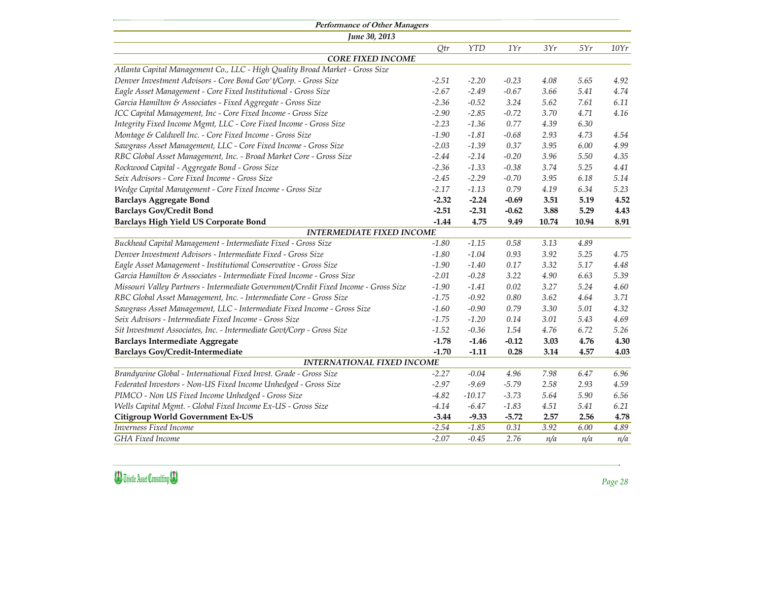## Performance of Other Managers

### June 30, 2013

| | Qtr | YTD | 1Yr | 3Yr | 5Yr | 10Yr |
|---|---|---|---|---|---|---|
| **CORE FIXED INCOME** | | | | | | |
| *Atlanta Capital Management Co., LLC - High Quality Broad Market - Gross Size* | | | | | | |
| *Denver Investment Advisors - Core Bond Gov't/Corp. - Gross Size* | -2.51 | -2.20 | -0.23 | 4.08 | 5.65 | 4.92 |
| *Eagle Asset Management - Core Fixed Institutional - Gross Size* | -2.67 | -2.49 | -0.67 | 3.66 | 5.41 | 4.74 |
| *Garcia Hamilton & Associates - Fixed Aggregate - Gross Size* | -2.36 | -0.52 | 3.24 | 5.62 | 7.61 | 6.11 |
| *ICC Capital Management, Inc - Core Fixed Income - Gross Size* | -2.90 | -2.85 | -0.72 | 3.70 | 4.71 | 4.16 |
| *Integrity Fixed Income Mgmt, LLC - Core Fixed Income - Gross Size* | -2.23 | -1.36 | 0.77 | 4.39 | 6.30 | |
| *Montage & Caldwell Inc. - Core Fixed Income - Gross Size* | -1.90 | -1.81 | -0.68 | 2.93 | 4.73 | 4.54 |
| *Sawgrass Asset Management, LLC - Core Fixed Income - Gross Size* | -2.03 | -1.39 | 0.37 | 3.95 | 6.00 | 4.99 |
| *RBC Global Asset Management, Inc. - Broad Market Core - Gross Size* | -2.44 | -2.14 | -0.20 | 3.96 | 5.50 | 4.35 |
| *Rockwood Capital - Aggregate Bond - Gross Size* | -2.36 | -1.33 | -0.38 | 3.74 | 5.25 | 4.41 |
| *Seix Advisors - Core Fixed Income - Gross Size* | -2.45 | -2.29 | -0.70 | 3.95 | 6.18 | 5.14 |
| *Wedge Capital Management - Core Fixed Income - Gross Size* | -2.17 | -1.13 | 0.79 | 4.19 | 6.34 | 5.23 |
| **Barclays Aggregate Bond** | **-2.32** | **-2.24** | **-0.69** | **3.51** | **5.19** | **4.52** |
| **Barclays Gov/Credit Bond** | **-2.51** | **-2.31** | **-0.62** | **3.88** | **5.29** | **4.43** |
| **Barclays High Yield US Corporate Bond** | **-1.44** | **4.75** | **9.49** | **10.74** | **10.94** | **8.91** |
| **INTERMEDIATE FIXED INCOME** | | | | | | |
| *Buckhead Capital Management - Intermediate Fixed - Gross Size* | -1.80 | -1.15 | 0.58 | 3.13 | 4.89 | |
| *Denver Investment Advisors - Intermediate Fixed - Gross Size* | -1.80 | -1.04 | 0.93 | 3.92 | 5.25 | 4.75 |
| *Eagle Asset Management - Institutional Conservative - Gross Size* | -1.90 | -1.40 | 0.17 | 3.32 | 5.17 | 4.48 |
| *Garcia Hamilton & Associates - Intermediate Fixed Income - Gross Size* | -2.01 | -0.28 | 3.22 | 4.90 | 6.63 | 5.39 |
| *Missouri Valley Partners - Intermediate Government/Credit Fixed Income - Gross Size* | -1.90 | -1.41 | 0.02 | 3.27 | 5.24 | 4.60 |
| *RBC Global Asset Management, Inc. - Intermediate Core - Gross Size* | -1.75 | -0.92 | 0.80 | 3.62 | 4.64 | 3.71 |
| *Sawgrass Asset Management, LLC - Intermediate Fixed Income - Gross Size* | -1.60 | -0.90 | 0.79 | 3.30 | 5.01 | 4.32 |
| *Seix Advisors - Intermediate Fixed Income - Gross Size* | -1.75 | -1.20 | 0.14 | 3.01 | 5.43 | 4.69 |
| *Sit Investment Associates, Inc. - Intermediate Govt/Corp - Gross Size* | -1.52 | -0.36 | 1.54 | 4.76 | 6.72 | 5.26 |
| **Barclays Intermediate Aggregate** | **-1.78** | **-1.46** | **-0.12** | **3.03** | **4.76** | **4.30** |
| **Barclays Gov/Credit-Intermediate** | **-1.70** | **-1.11** | **0.28** | **3.14** | **4.57** | **4.03** |
| **INTERNATIONAL FIXED INCOME** | | | | | | |
| *Brandywine Global - International Fixed Invst. Grade - Gross Size* | -2.27 | -0.04 | 4.96 | 7.98 | 6.47 | 6.96 |
| *Federated Investors - Non-US Fixed Income Unhedged - Gross Size* | -2.97 | -9.69 | -5.79 | 2.58 | 2.93 | 4.59 |
| *PIMCO - Non US Fixed Income Unhedged - Gross Size* | -4.82 | -10.17 | -3.73 | 5.64 | 5.90 | 6.56 |
| *Wells Capital Mgmt. - Global Fixed Income Ex-US - Gross Size* | -4.14 | -6.47 | -1.83 | 4.51 | 5.41 | 6.21 |
| **Citigroup World Government Ex-US** | **-3.44** | **-9.33** | **-5.72** | **2.57** | **2.56** | **4.78** |
| *Inverness Fixed Income* | -2.54 | -1.85 | 0.31 | 3.92 | 6.00 | 4.89 |
| *GHA Fixed Income* | -2.07 | -0.45 | 2.76 | n/a | n/a | n/a |